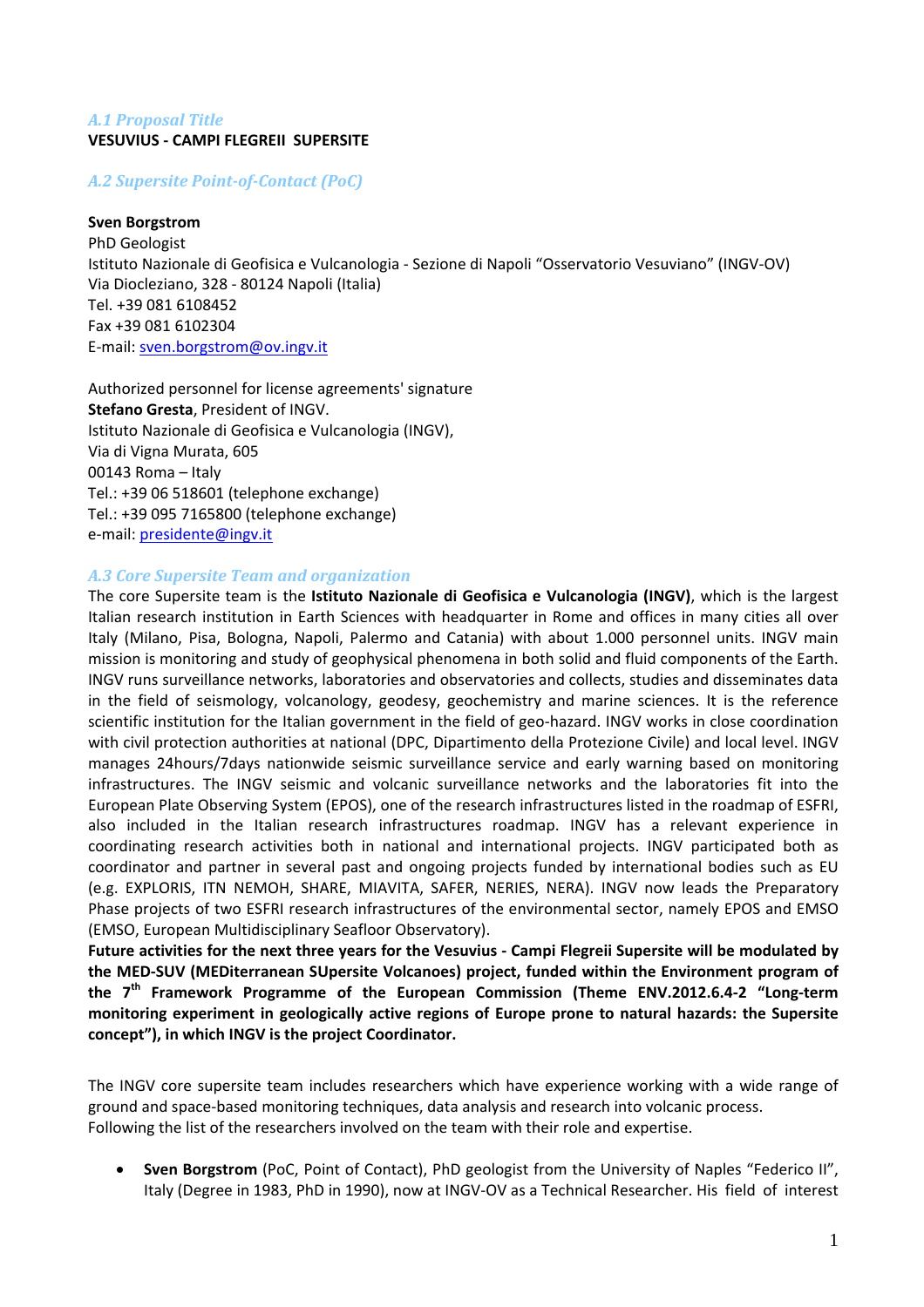### *A.1 Proposal Title*

**VESUVIUS - CAMPI FLEGREII SUPERSITE**

### *A.2 Supersite Point-of-Contact (PoC)*

**Sven Borgstrom**
PhD Geologist
Istituto Nazionale di Geofisica e Vulcanologia - Sezione di Napoli "Osservatorio Vesuviano" (INGV-OV)
Via Diocleziano, 328 - 80124 Napoli (Italia)
Tel. +39 081 6108452
Fax +39 081 6102304
E-mail: sven.borgstrom@ov.ingv.it

Authorized personnel for license agreements' signature
**Stefano Gresta**, President of INGV.
Istituto Nazionale di Geofisica e Vulcanologia (INGV),
Via di Vigna Murata, 605
00143 Roma – Italy
Tel.: +39 06 518601 (telephone exchange)
Tel.: +39 095 7165800 (telephone exchange)
e-mail: presidente@ingv.it

### *A.3 Core Supersite Team and organization*

The core Supersite team is the **Istituto Nazionale di Geofisica e Vulcanologia (INGV)**, which is the largest Italian research institution in Earth Sciences with headquarter in Rome and offices in many cities all over Italy (Milano, Pisa, Bologna, Napoli, Palermo and Catania) with about 1.000 personnel units. INGV main mission is monitoring and study of geophysical phenomena in both solid and fluid components of the Earth. INGV runs surveillance networks, laboratories and observatories and collects, studies and disseminates data in the field of seismology, volcanology, geodesy, geochemistry and marine sciences. It is the reference scientific institution for the Italian government in the field of geo-hazard. INGV works in close coordination with civil protection authorities at national (DPC, Dipartimento della Protezione Civile) and local level. INGV manages 24hours/7days nationwide seismic surveillance service and early warning based on monitoring infrastructures. The INGV seismic and volcanic surveillance networks and the laboratories fit into the European Plate Observing System (EPOS), one of the research infrastructures listed in the roadmap of ESFRI, also included in the Italian research infrastructures roadmap. INGV has a relevant experience in coordinating research activities both in national and international projects. INGV participated both as coordinator and partner in several past and ongoing projects funded by international bodies such as EU (e.g. EXPLORIS, ITN NEMOH, SHARE, MIAVITA, SAFER, NERIES, NERA). INGV now leads the Preparatory Phase projects of two ESFRI research infrastructures of the environmental sector, namely EPOS and EMSO (EMSO, European Multidisciplinary Seafloor Observatory).
**Future activities for the next three years for the Vesuvius - Campi Flegreii Supersite will be modulated by the MED-SUV (MEDiterranean SUpersite Volcanoes) project, funded within the Environment program of the 7$^{th}$ Framework Programme of the European Commission (Theme ENV.2012.6.4-2 "Long-term monitoring experiment in geologically active regions of Europe prone to natural hazards: the Supersite concept"), in which INGV is the project Coordinator.**

The INGV core supersite team includes researchers which have experience working with a wide range of ground and space-based monitoring techniques, data analysis and research into volcanic process.
Following the list of the researchers involved on the team with their role and expertise.

- **Sven Borgstrom** (PoC, Point of Contact), PhD geologist from the University of Naples "Federico II", Italy (Degree in 1983, PhD in 1990), now at INGV-OV as a Technical Researcher. His field of interest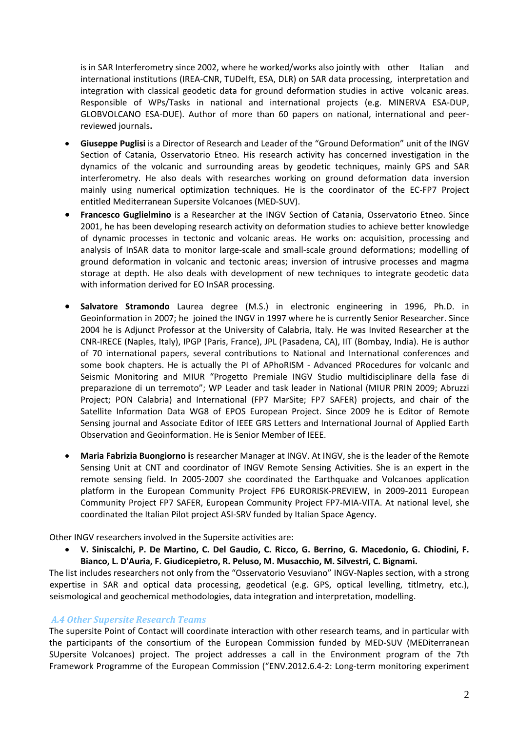is in SAR Interferometry since 2002, where he worked/works also jointly with other Italian and international institutions (IREA-CNR, TUDelft, ESA, DLR) on SAR data processing, interpretation and integration with classical geodetic data for ground deformation studies in active volcanic areas. Responsible of WPs/Tasks in national and international projects (e.g. MINERVA ESA-DUP, GLOBVOLCANO ESA-DUE). Author of more than 60 papers on national, international and peer-reviewed journals**.**

- **Giuseppe Puglisi** is a Director of Research and Leader of the "Ground Deformation" unit of the INGV Section of Catania, Osservatorio Etneo. His research activity has concerned investigation in the dynamics of the volcanic and surrounding areas by geodetic techniques, mainly GPS and SAR interferometry. He also deals with researches working on ground deformation data inversion mainly using numerical optimization techniques. He is the coordinator of the EC-FP7 Project entitled Mediterranean Supersite Volcanoes (MED-SUV).
- **Francesco Guglielmino** is a Researcher at the INGV Section of Catania, Osservatorio Etneo. Since 2001, he has been developing research activity on deformation studies to achieve better knowledge of dynamic processes in tectonic and volcanic areas. He works on: acquisition, processing and analysis of InSAR data to monitor large-scale and small-scale ground deformations; modelling of ground deformation in volcanic and tectonic areas; inversion of intrusive processes and magma storage at depth. He also deals with development of new techniques to integrate geodetic data with information derived for EO InSAR processing.
- **Salvatore Stramondo** Laurea degree (M.S.) in electronic engineering in 1996, Ph.D. in Geoinformation in 2007; he joined the INGV in 1997 where he is currently Senior Researcher. Since 2004 he is Adjunct Professor at the University of Calabria, Italy. He was Invited Researcher at the CNR-IRECE (Naples, Italy), IPGP (Paris, France), JPL (Pasadena, CA), IIT (Bombay, India). He is author of 70 international papers, several contributions to National and International conferences and some book chapters. He is actually the PI of APhoRISM - Advanced PRocedures for volcanIc and Seismic Monitoring and MIUR "Progetto Premiale INGV Studio multidisciplinare della fase di preparazione di un terremoto"; WP Leader and task leader in National (MIUR PRIN 2009; Abruzzi Project; PON Calabria) and International (FP7 MarSite; FP7 SAFER) projects, and chair of the Satellite Information Data WG8 of EPOS European Project. Since 2009 he is Editor of Remote Sensing journal and Associate Editor of IEEE GRS Letters and International Journal of Applied Earth Observation and Geoinformation. He is Senior Member of IEEE.
- **Maria Fabrizia Buongiorno i**s researcher Manager at INGV. At INGV, she is the leader of the Remote Sensing Unit at CNT and coordinator of INGV Remote Sensing Activities. She is an expert in the remote sensing field. In 2005-2007 she coordinated the Earthquake and Volcanoes application platform in the European Community Project FP6 EURORISK-PREVIEW, in 2009-2011 European Community Project FP7 SAFER, European Community Project FP7-MIA-VITA. At national level, she coordinated the Italian Pilot project ASI-SRV funded by Italian Space Agency.

Other INGV researchers involved in the Supersite activities are:

- **V. Siniscalchi, P. De Martino, C. Del Gaudio, C. Ricco, G. Berrino, G. Macedonio, G. Chiodini, F. Bianco, L. D'Auria, F. Giudicepietro, R. Peluso, M. Musacchio, M. Silvestri, C. Bignami.**

The list includes researchers not only from the "Osservatorio Vesuviano" INGV-Naples section, with a strong expertise in SAR and optical data processing, geodetical (e.g. GPS, optical levelling, titlmetry, etc.), seismological and geochemical methodologies, data integration and interpretation, modelling.

### *A.4 Other Supersite Research Teams*

The supersite Point of Contact will coordinate interaction with other research teams, and in particular with the participants of the consortium of the European Commission funded by MED-SUV (MEDiterranean SUpersite Volcanoes) project. The project addresses a call in the Environment program of the 7th Framework Programme of the European Commission ("ENV.2012.6.4-2: Long-term monitoring experiment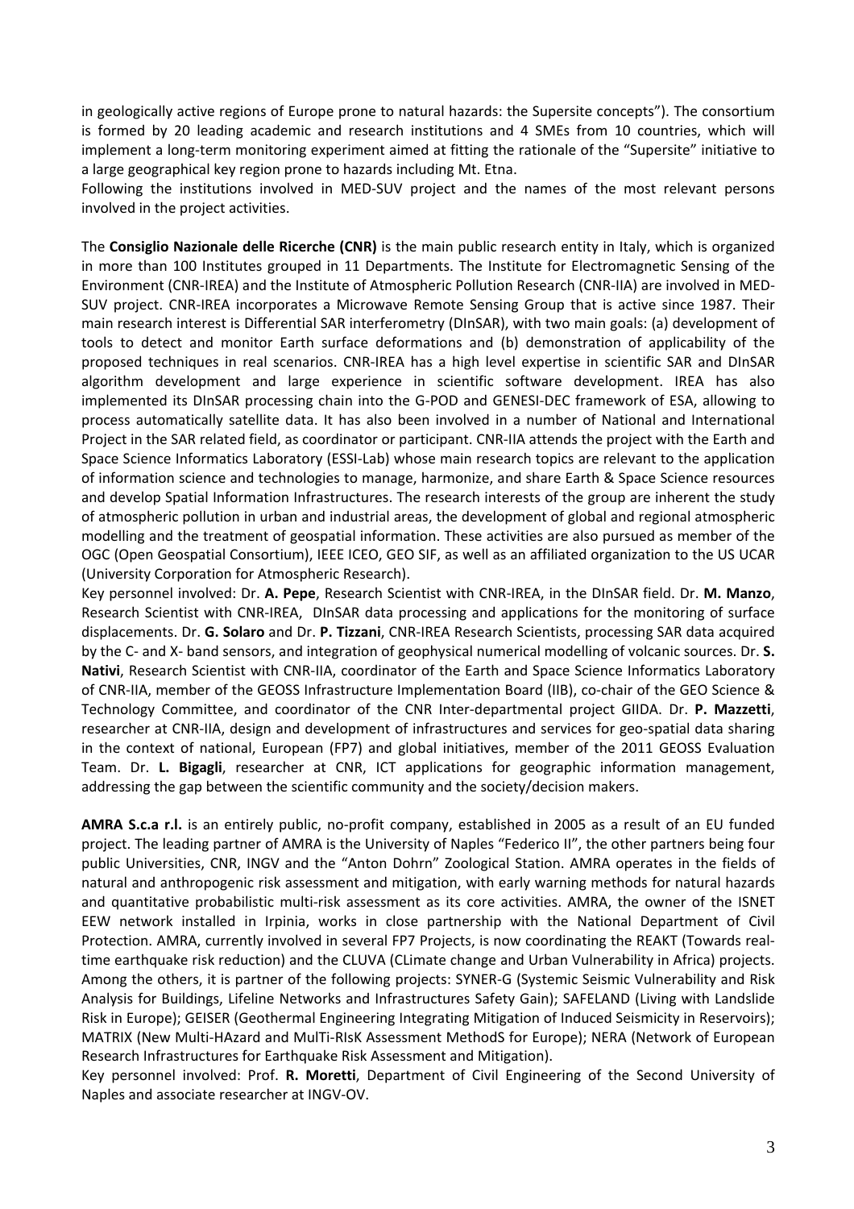in geologically active regions of Europe prone to natural hazards: the Supersite concepts"). The consortium is formed by 20 leading academic and research institutions and 4 SMEs from 10 countries, which will implement a long-term monitoring experiment aimed at fitting the rationale of the "Supersite" initiative to a large geographical key region prone to hazards including Mt. Etna.

Following the institutions involved in MED-SUV project and the names of the most relevant persons involved in the project activities.

The **Consiglio Nazionale delle Ricerche (CNR)** is the main public research entity in Italy, which is organized in more than 100 Institutes grouped in 11 Departments. The Institute for Electromagnetic Sensing of the Environment (CNR-IREA) and the Institute of Atmospheric Pollution Research (CNR-IIA) are involved in MED-SUV project. CNR-IREA incorporates a Microwave Remote Sensing Group that is active since 1987. Their main research interest is Differential SAR interferometry (DInSAR), with two main goals: (a) development of tools to detect and monitor Earth surface deformations and (b) demonstration of applicability of the proposed techniques in real scenarios. CNR-IREA has a high level expertise in scientific SAR and DInSAR algorithm development and large experience in scientific software development. IREA has also implemented its DInSAR processing chain into the G-POD and GENESI-DEC framework of ESA, allowing to process automatically satellite data. It has also been involved in a number of National and International Project in the SAR related field, as coordinator or participant. CNR-IIA attends the project with the Earth and Space Science Informatics Laboratory (ESSI-Lab) whose main research topics are relevant to the application of information science and technologies to manage, harmonize, and share Earth & Space Science resources and develop Spatial Information Infrastructures. The research interests of the group are inherent the study of atmospheric pollution in urban and industrial areas, the development of global and regional atmospheric modelling and the treatment of geospatial information. These activities are also pursued as member of the OGC (Open Geospatial Consortium), IEEE ICEO, GEO SIF, as well as an affiliated organization to the US UCAR (University Corporation for Atmospheric Research).

Key personnel involved: Dr. **A. Pepe**, Research Scientist with CNR-IREA, in the DInSAR field. Dr. **M. Manzo**, Research Scientist with CNR-IREA, DInSAR data processing and applications for the monitoring of surface displacements. Dr. **G. Solaro** and Dr. **P. Tizzani**, CNR-IREA Research Scientists, processing SAR data acquired by the C- and X- band sensors, and integration of geophysical numerical modelling of volcanic sources. Dr. **S. Nativi**, Research Scientist with CNR-IIA, coordinator of the Earth and Space Science Informatics Laboratory of CNR-IIA, member of the GEOSS Infrastructure Implementation Board (IIB), co-chair of the GEO Science & Technology Committee, and coordinator of the CNR Inter-departmental project GIIDA. Dr. **P. Mazzetti**, researcher at CNR-IIA, design and development of infrastructures and services for geo-spatial data sharing in the context of national, European (FP7) and global initiatives, member of the 2011 GEOSS Evaluation Team. Dr. **L. Bigagli**, researcher at CNR, ICT applications for geographic information management, addressing the gap between the scientific community and the society/decision makers.

**AMRA S.c.a r.l.** is an entirely public, no-profit company, established in 2005 as a result of an EU funded project. The leading partner of AMRA is the University of Naples "Federico II", the other partners being four public Universities, CNR, INGV and the "Anton Dohrn" Zoological Station. AMRA operates in the fields of natural and anthropogenic risk assessment and mitigation, with early warning methods for natural hazards and quantitative probabilistic multi-risk assessment as its core activities. AMRA, the owner of the ISNET EEW network installed in Irpinia, works in close partnership with the National Department of Civil Protection. AMRA, currently involved in several FP7 Projects, is now coordinating the REAKT (Towards real-time earthquake risk reduction) and the CLUVA (CLimate change and Urban Vulnerability in Africa) projects. Among the others, it is partner of the following projects: SYNER-G (Systemic Seismic Vulnerability and Risk Analysis for Buildings, Lifeline Networks and Infrastructures Safety Gain); SAFELAND (Living with Landslide Risk in Europe); GEISER (Geothermal Engineering Integrating Mitigation of Induced Seismicity in Reservoirs); MATRIX (New Multi-HAzard and MulTi-RIsK Assessment MethodS for Europe); NERA (Network of European Research Infrastructures for Earthquake Risk Assessment and Mitigation).

Key personnel involved: Prof. **R. Moretti**, Department of Civil Engineering of the Second University of Naples and associate researcher at INGV-OV.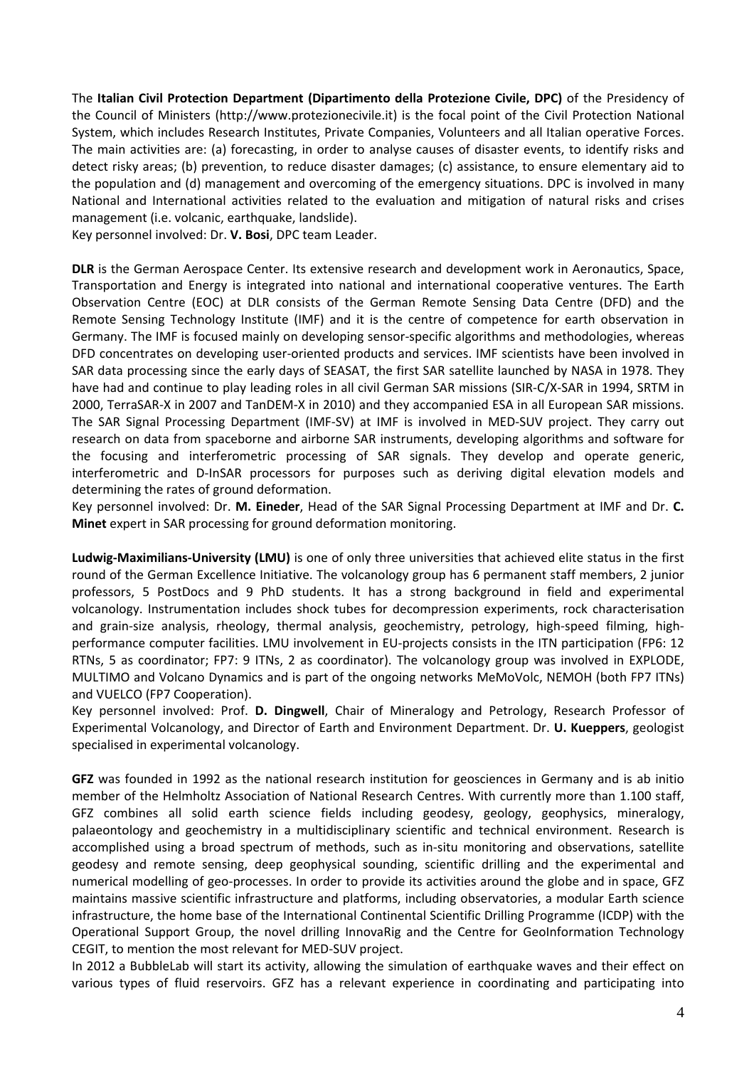The **Italian Civil Protection Department (Dipartimento della Protezione Civile, DPC)** of the Presidency of the Council of Ministers (http://www.protezionecivile.it) is the focal point of the Civil Protection National System, which includes Research Institutes, Private Companies, Volunteers and all Italian operative Forces. The main activities are: (a) forecasting, in order to analyse causes of disaster events, to identify risks and detect risky areas; (b) prevention, to reduce disaster damages; (c) assistance, to ensure elementary aid to the population and (d) management and overcoming of the emergency situations. DPC is involved in many National and International activities related to the evaluation and mitigation of natural risks and crises management (i.e. volcanic, earthquake, landslide).
Key personnel involved: Dr. **V. Bosi**, DPC team Leader.

**DLR** is the German Aerospace Center. Its extensive research and development work in Aeronautics, Space, Transportation and Energy is integrated into national and international cooperative ventures. The Earth Observation Centre (EOC) at DLR consists of the German Remote Sensing Data Centre (DFD) and the Remote Sensing Technology Institute (IMF) and it is the centre of competence for earth observation in Germany. The IMF is focused mainly on developing sensor-specific algorithms and methodologies, whereas DFD concentrates on developing user-oriented products and services. IMF scientists have been involved in SAR data processing since the early days of SEASAT, the first SAR satellite launched by NASA in 1978. They have had and continue to play leading roles in all civil German SAR missions (SIR-C/X-SAR in 1994, SRTM in 2000, TerraSAR-X in 2007 and TanDEM-X in 2010) and they accompanied ESA in all European SAR missions. The SAR Signal Processing Department (IMF-SV) at IMF is involved in MED-SUV project. They carry out research on data from spaceborne and airborne SAR instruments, developing algorithms and software for the focusing and interferometric processing of SAR signals. They develop and operate generic, interferometric and D-InSAR processors for purposes such as deriving digital elevation models and determining the rates of ground deformation.
Key personnel involved: Dr. **M. Eineder**, Head of the SAR Signal Processing Department at IMF and Dr. **C. Minet** expert in SAR processing for ground deformation monitoring.

**Ludwig-Maximilians-University (LMU)** is one of only three universities that achieved elite status in the first round of the German Excellence Initiative. The volcanology group has 6 permanent staff members, 2 junior professors, 5 PostDocs and 9 PhD students. It has a strong background in field and experimental volcanology. Instrumentation includes shock tubes for decompression experiments, rock characterisation and grain-size analysis, rheology, thermal analysis, geochemistry, petrology, high-speed filming, high-performance computer facilities. LMU involvement in EU-projects consists in the ITN participation (FP6: 12 RTNs, 5 as coordinator; FP7: 9 ITNs, 2 as coordinator). The volcanology group was involved in EXPLODE, MULTIMO and Volcano Dynamics and is part of the ongoing networks MeMoVolc, NEMOH (both FP7 ITNs) and VUELCO (FP7 Cooperation).
Key personnel involved: Prof. **D. Dingwell**, Chair of Mineralogy and Petrology, Research Professor of Experimental Volcanology, and Director of Earth and Environment Department. Dr. **U. Kueppers**, geologist specialised in experimental volcanology.

**GFZ** was founded in 1992 as the national research institution for geosciences in Germany and is ab initio member of the Helmholtz Association of National Research Centres. With currently more than 1.100 staff, GFZ combines all solid earth science fields including geodesy, geology, geophysics, mineralogy, palaeontology and geochemistry in a multidisciplinary scientific and technical environment. Research is accomplished using a broad spectrum of methods, such as in-situ monitoring and observations, satellite geodesy and remote sensing, deep geophysical sounding, scientific drilling and the experimental and numerical modelling of geo-processes. In order to provide its activities around the globe and in space, GFZ maintains massive scientific infrastructure and platforms, including observatories, a modular Earth science infrastructure, the home base of the International Continental Scientific Drilling Programme (ICDP) with the Operational Support Group, the novel drilling InnovaRig and the Centre for GeoInformation Technology CEGIT, to mention the most relevant for MED-SUV project.
In 2012 a BubbleLab will start its activity, allowing the simulation of earthquake waves and their effect on various types of fluid reservoirs. GFZ has a relevant experience in coordinating and participating into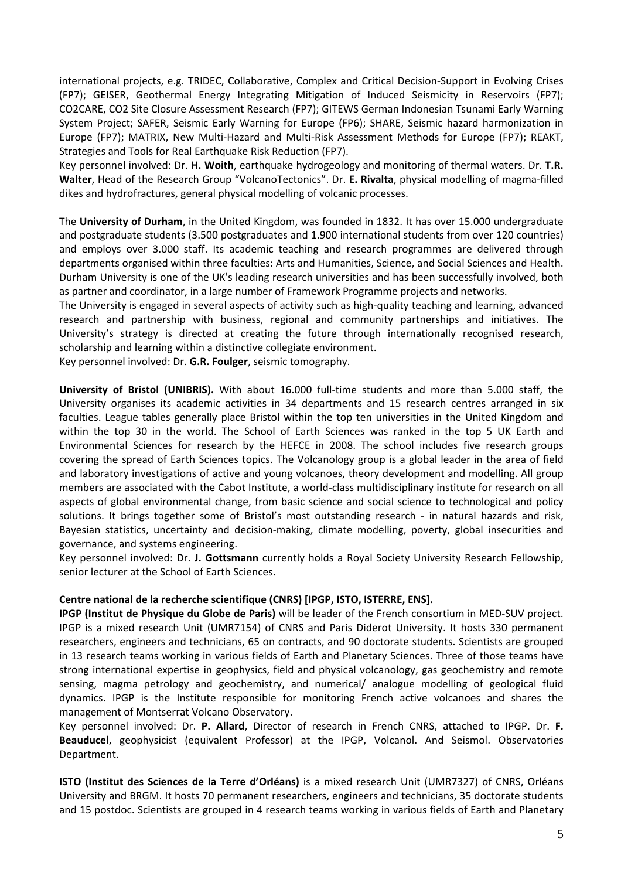international projects, e.g. TRIDEC, Collaborative, Complex and Critical Decision-Support in Evolving Crises (FP7); GEISER, Geothermal Energy Integrating Mitigation of Induced Seismicity in Reservoirs (FP7); CO2CARE, CO2 Site Closure Assessment Research (FP7); GITEWS German Indonesian Tsunami Early Warning System Project; SAFER, Seismic Early Warning for Europe (FP6); SHARE, Seismic hazard harmonization in Europe (FP7); MATRIX, New Multi-Hazard and Multi-Risk Assessment Methods for Europe (FP7); REAKT, Strategies and Tools for Real Earthquake Risk Reduction (FP7).

Key personnel involved: Dr. **H. Woith**, earthquake hydrogeology and monitoring of thermal waters. Dr. **T.R. Walter**, Head of the Research Group "VolcanoTectonics". Dr. **E. Rivalta**, physical modelling of magma-filled dikes and hydrofractures, general physical modelling of volcanic processes.

The **University of Durham**, in the United Kingdom, was founded in 1832. It has over 15.000 undergraduate and postgraduate students (3.500 postgraduates and 1.900 international students from over 120 countries) and employs over 3.000 staff. Its academic teaching and research programmes are delivered through departments organised within three faculties: Arts and Humanities, Science, and Social Sciences and Health. Durham University is one of the UK's leading research universities and has been successfully involved, both as partner and coordinator, in a large number of Framework Programme projects and networks.

The University is engaged in several aspects of activity such as high-quality teaching and learning, advanced research and partnership with business, regional and community partnerships and initiatives. The University's strategy is directed at creating the future through internationally recognised research, scholarship and learning within a distinctive collegiate environment.

Key personnel involved: Dr. **G.R. Foulger**, seismic tomography.

**University of Bristol (UNIBRIS).** With about 16.000 full-time students and more than 5.000 staff, the University organises its academic activities in 34 departments and 15 research centres arranged in six faculties. League tables generally place Bristol within the top ten universities in the United Kingdom and within the top 30 in the world. The School of Earth Sciences was ranked in the top 5 UK Earth and Environmental Sciences for research by the HEFCE in 2008. The school includes five research groups covering the spread of Earth Sciences topics. The Volcanology group is a global leader in the area of field and laboratory investigations of active and young volcanoes, theory development and modelling. All group members are associated with the Cabot Institute, a world-class multidisciplinary institute for research on all aspects of global environmental change, from basic science and social science to technological and policy solutions. It brings together some of Bristol's most outstanding research - in natural hazards and risk, Bayesian statistics, uncertainty and decision-making, climate modelling, poverty, global insecurities and governance, and systems engineering.

Key personnel involved: Dr. **J. Gottsmann** currently holds a Royal Society University Research Fellowship, senior lecturer at the School of Earth Sciences.

**Centre national de la recherche scientifique (CNRS) [IPGP, ISTO, ISTERRE, ENS].**

**IPGP (Institut de Physique du Globe de Paris)** will be leader of the French consortium in MED-SUV project. IPGP is a mixed research Unit (UMR7154) of CNRS and Paris Diderot University. It hosts 330 permanent researchers, engineers and technicians, 65 on contracts, and 90 doctorate students. Scientists are grouped in 13 research teams working in various fields of Earth and Planetary Sciences. Three of those teams have strong international expertise in geophysics, field and physical volcanology, gas geochemistry and remote sensing, magma petrology and geochemistry, and numerical/ analogue modelling of geological fluid dynamics. IPGP is the Institute responsible for monitoring French active volcanoes and shares the management of Montserrat Volcano Observatory.

Key personnel involved: Dr. **P. Allard**, Director of research in French CNRS, attached to IPGP. Dr. **F. Beauducel**, geophysicist (equivalent Professor) at the IPGP, Volcanol. And Seismol. Observatories Department.

**ISTO (Institut des Sciences de la Terre d'Orléans)** is a mixed research Unit (UMR7327) of CNRS, Orléans University and BRGM. It hosts 70 permanent researchers, engineers and technicians, 35 doctorate students and 15 postdoc. Scientists are grouped in 4 research teams working in various fields of Earth and Planetary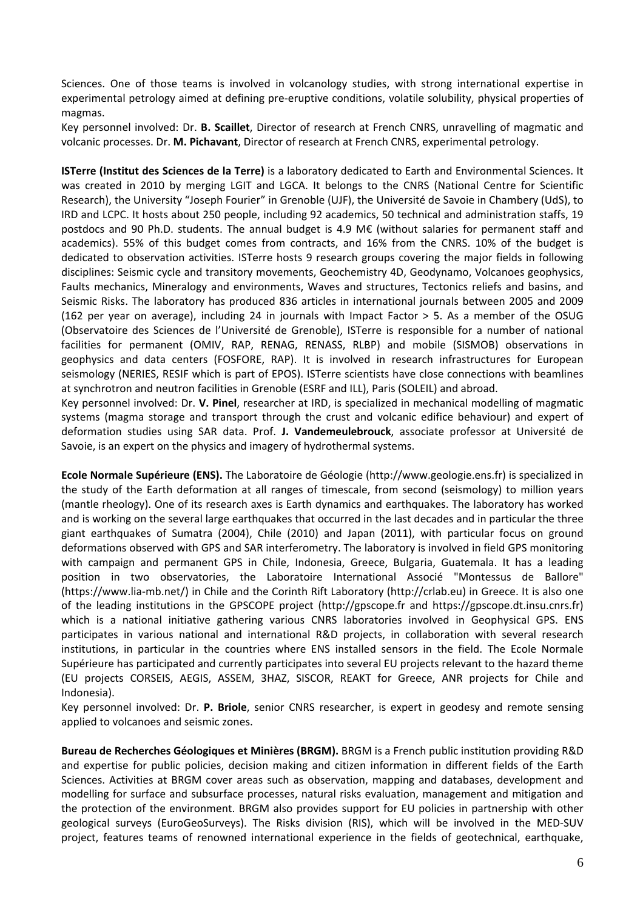Sciences. One of those teams is involved in volcanology studies, with strong international expertise in experimental petrology aimed at defining pre-eruptive conditions, volatile solubility, physical properties of magmas.

Key personnel involved: Dr. **B. Scaillet**, Director of research at French CNRS, unravelling of magmatic and volcanic processes. Dr. **M. Pichavant**, Director of research at French CNRS, experimental petrology.

**ISTerre (Institut des Sciences de la Terre)** is a laboratory dedicated to Earth and Environmental Sciences. It was created in 2010 by merging LGIT and LGCA. It belongs to the CNRS (National Centre for Scientific Research), the University "Joseph Fourier" in Grenoble (UJF), the Université de Savoie in Chambery (UdS), to IRD and LCPC. It hosts about 250 people, including 92 academics, 50 technical and administration staffs, 19 postdocs and 90 Ph.D. students. The annual budget is 4.9 M€ (without salaries for permanent staff and academics). 55% of this budget comes from contracts, and 16% from the CNRS. 10% of the budget is dedicated to observation activities. ISTerre hosts 9 research groups covering the major fields in following disciplines: Seismic cycle and transitory movements, Geochemistry 4D, Geodynamo, Volcanoes geophysics, Faults mechanics, Mineralogy and environments, Waves and structures, Tectonics reliefs and basins, and Seismic Risks. The laboratory has produced 836 articles in international journals between 2005 and 2009 (162 per year on average), including 24 in journals with Impact Factor > 5. As a member of the OSUG (Observatoire des Sciences de l'Université de Grenoble), ISTerre is responsible for a number of national facilities for permanent (OMIV, RAP, RENAG, RENASS, RLBP) and mobile (SISMOB) observations in geophysics and data centers (FOSFORE, RAP). It is involved in research infrastructures for European seismology (NERIES, RESIF which is part of EPOS). ISTerre scientists have close connections with beamlines at synchrotron and neutron facilities in Grenoble (ESRF and ILL), Paris (SOLEIL) and abroad.

Key personnel involved: Dr. **V. Pinel**, researcher at IRD, is specialized in mechanical modelling of magmatic systems (magma storage and transport through the crust and volcanic edifice behaviour) and expert of deformation studies using SAR data. Prof. **J. Vandemeulebrouck**, associate professor at Université de Savoie, is an expert on the physics and imagery of hydrothermal systems.

**Ecole Normale Supérieure (ENS).** The Laboratoire de Géologie (http://www.geologie.ens.fr) is specialized in the study of the Earth deformation at all ranges of timescale, from second (seismology) to million years (mantle rheology). One of its research axes is Earth dynamics and earthquakes. The laboratory has worked and is working on the several large earthquakes that occurred in the last decades and in particular the three giant earthquakes of Sumatra (2004), Chile (2010) and Japan (2011), with particular focus on ground deformations observed with GPS and SAR interferometry. The laboratory is involved in field GPS monitoring with campaign and permanent GPS in Chile, Indonesia, Greece, Bulgaria, Guatemala. It has a leading position in two observatories, the Laboratoire International Associé "Montessus de Ballore" (https://www.lia-mb.net/) in Chile and the Corinth Rift Laboratory (http://crlab.eu) in Greece. It is also one of the leading institutions in the GPSCOPE project (http://gpscope.fr and https://gpscope.dt.insu.cnrs.fr) which is a national initiative gathering various CNRS laboratories involved in Geophysical GPS. ENS participates in various national and international R&D projects, in collaboration with several research institutions, in particular in the countries where ENS installed sensors in the field. The Ecole Normale Supérieure has participated and currently participates into several EU projects relevant to the hazard theme (EU projects CORSEIS, AEGIS, ASSEM, 3HAZ, SISCOR, REAKT for Greece, ANR projects for Chile and Indonesia).

Key personnel involved: Dr. **P. Briole**, senior CNRS researcher, is expert in geodesy and remote sensing applied to volcanoes and seismic zones.

**Bureau de Recherches Géologiques et Minières (BRGM).** BRGM is a French public institution providing R&D and expertise for public policies, decision making and citizen information in different fields of the Earth Sciences. Activities at BRGM cover areas such as observation, mapping and databases, development and modelling for surface and subsurface processes, natural risks evaluation, management and mitigation and the protection of the environment. BRGM also provides support for EU policies in partnership with other geological surveys (EuroGeoSurveys). The Risks division (RIS), which will be involved in the MED-SUV project, features teams of renowned international experience in the fields of geotechnical, earthquake,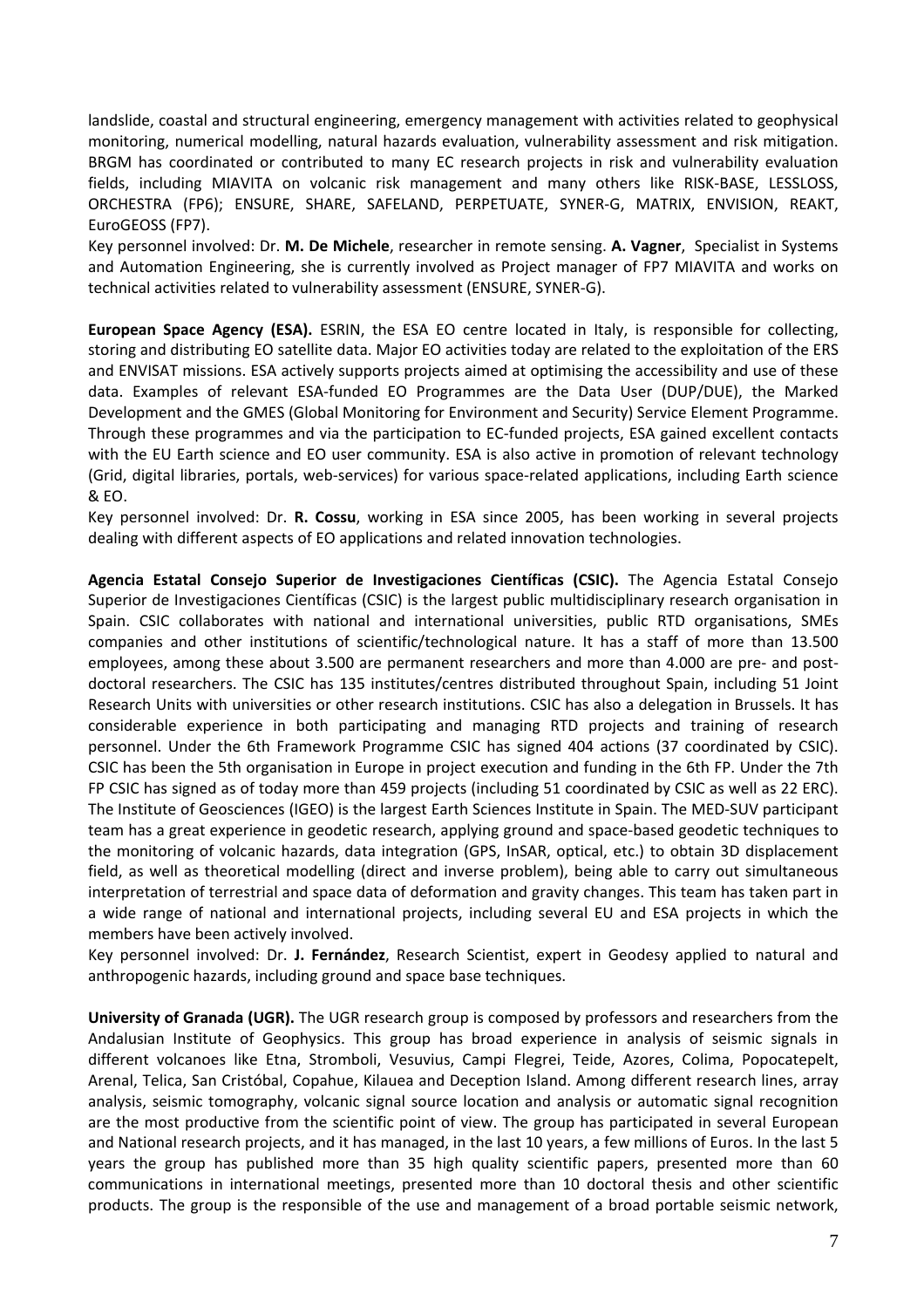landslide, coastal and structural engineering, emergency management with activities related to geophysical monitoring, numerical modelling, natural hazards evaluation, vulnerability assessment and risk mitigation. BRGM has coordinated or contributed to many EC research projects in risk and vulnerability evaluation fields, including MIAVITA on volcanic risk management and many others like RISK-BASE, LESSLOSS, ORCHESTRA (FP6); ENSURE, SHARE, SAFELAND, PERPETUATE, SYNER-G, MATRIX, ENVISION, REAKT, EuroGEOSS (FP7).

Key personnel involved: Dr. **M. De Michele**, researcher in remote sensing. **A. Vagner**, Specialist in Systems and Automation Engineering, she is currently involved as Project manager of FP7 MIAVITA and works on technical activities related to vulnerability assessment (ENSURE, SYNER-G).

**European Space Agency (ESA).** ESRIN, the ESA EO centre located in Italy, is responsible for collecting, storing and distributing EO satellite data. Major EO activities today are related to the exploitation of the ERS and ENVISAT missions. ESA actively supports projects aimed at optimising the accessibility and use of these data. Examples of relevant ESA-funded EO Programmes are the Data User (DUP/DUE), the Marked Development and the GMES (Global Monitoring for Environment and Security) Service Element Programme. Through these programmes and via the participation to EC-funded projects, ESA gained excellent contacts with the EU Earth science and EO user community. ESA is also active in promotion of relevant technology (Grid, digital libraries, portals, web-services) for various space-related applications, including Earth science & EO.

Key personnel involved: Dr. **R. Cossu**, working in ESA since 2005, has been working in several projects dealing with different aspects of EO applications and related innovation technologies.

**Agencia Estatal Consejo Superior de Investigaciones Científicas (CSIC).** The Agencia Estatal Consejo Superior de Investigaciones Científicas (CSIC) is the largest public multidisciplinary research organisation in Spain. CSIC collaborates with national and international universities, public RTD organisations, SMEs companies and other institutions of scientific/technological nature. It has a staff of more than 13.500 employees, among these about 3.500 are permanent researchers and more than 4.000 are pre- and post-doctoral researchers. The CSIC has 135 institutes/centres distributed throughout Spain, including 51 Joint Research Units with universities or other research institutions. CSIC has also a delegation in Brussels. It has considerable experience in both participating and managing RTD projects and training of research personnel. Under the 6th Framework Programme CSIC has signed 404 actions (37 coordinated by CSIC). CSIC has been the 5th organisation in Europe in project execution and funding in the 6th FP. Under the 7th FP CSIC has signed as of today more than 459 projects (including 51 coordinated by CSIC as well as 22 ERC). The Institute of Geosciences (IGEO) is the largest Earth Sciences Institute in Spain. The MED-SUV participant team has a great experience in geodetic research, applying ground and space-based geodetic techniques to the monitoring of volcanic hazards, data integration (GPS, InSAR, optical, etc.) to obtain 3D displacement field, as well as theoretical modelling (direct and inverse problem), being able to carry out simultaneous interpretation of terrestrial and space data of deformation and gravity changes. This team has taken part in a wide range of national and international projects, including several EU and ESA projects in which the members have been actively involved.

Key personnel involved: Dr. **J. Fernández**, Research Scientist, expert in Geodesy applied to natural and anthropogenic hazards, including ground and space base techniques.

**University of Granada (UGR).** The UGR research group is composed by professors and researchers from the Andalusian Institute of Geophysics. This group has broad experience in analysis of seismic signals in different volcanoes like Etna, Stromboli, Vesuvius, Campi Flegrei, Teide, Azores, Colima, Popocatepelt, Arenal, Telica, San Cristóbal, Copahue, Kilauea and Deception Island. Among different research lines, array analysis, seismic tomography, volcanic signal source location and analysis or automatic signal recognition are the most productive from the scientific point of view. The group has participated in several European and National research projects, and it has managed, in the last 10 years, a few millions of Euros. In the last 5 years the group has published more than 35 high quality scientific papers, presented more than 60 communications in international meetings, presented more than 10 doctoral thesis and other scientific products. The group is the responsible of the use and management of a broad portable seismic network,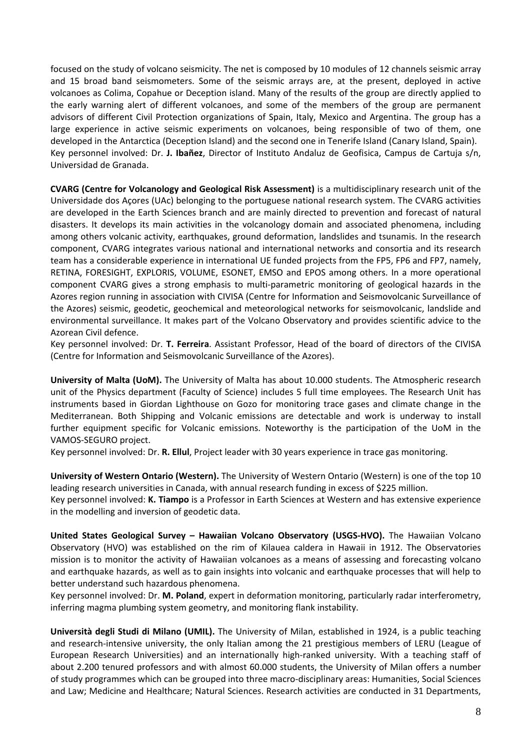focused on the study of volcano seismicity. The net is composed by 10 modules of 12 channels seismic array and 15 broad band seismometers. Some of the seismic arrays are, at the present, deployed in active volcanoes as Colima, Copahue or Deception island. Many of the results of the group are directly applied to the early warning alert of different volcanoes, and some of the members of the group are permanent advisors of different Civil Protection organizations of Spain, Italy, Mexico and Argentina. The group has a large experience in active seismic experiments on volcanoes, being responsible of two of them, one developed in the Antarctica (Deception Island) and the second one in Tenerife Island (Canary Island, Spain).
Key personnel involved: Dr. **J. Ibañez**, Director of Instituto Andaluz de Geofisica, Campus de Cartuja s/n, Universidad de Granada.

**CVARG (Centre for Volcanology and Geological Risk Assessment)** is a multidisciplinary research unit of the Universidade dos Açores (UAc) belonging to the portuguese national research system. The CVARG activities are developed in the Earth Sciences branch and are mainly directed to prevention and forecast of natural disasters. It develops its main activities in the volcanology domain and associated phenomena, including among others volcanic activity, earthquakes, ground deformation, landslides and tsunamis. In the research component, CVARG integrates various national and international networks and consortia and its research team has a considerable experience in international UE funded projects from the FP5, FP6 and FP7, namely, RETINA, FORESIGHT, EXPLORIS, VOLUME, ESONET, EMSO and EPOS among others. In a more operational component CVARG gives a strong emphasis to multi-parametric monitoring of geological hazards in the Azores region running in association with CIVISA (Centre for Information and Seismovolcanic Surveillance of the Azores) seismic, geodetic, geochemical and meteorological networks for seismovolcanic, landslide and environmental surveillance. It makes part of the Volcano Observatory and provides scientific advice to the Azorean Civil defence.
Key personnel involved: Dr. **T. Ferreira**. Assistant Professor, Head of the board of directors of the CIVISA (Centre for Information and Seismovolcanic Surveillance of the Azores).

**University of Malta (UoM).** The University of Malta has about 10.000 students. The Atmospheric research unit of the Physics department (Faculty of Science) includes 5 full time employees. The Research Unit has instruments based in Giordan Lighthouse on Gozo for monitoring trace gases and climate change in the Mediterranean. Both Shipping and Volcanic emissions are detectable and work is underway to install further equipment specific for Volcanic emissions. Noteworthy is the participation of the UoM in the VAMOS-SEGURO project.
Key personnel involved: Dr. **R. Ellul**, Project leader with 30 years experience in trace gas monitoring.

**University of Western Ontario (Western).** The University of Western Ontario (Western) is one of the top 10 leading research universities in Canada, with annual research funding in excess of $225 million.
Key personnel involved: **K. Tiampo** is a Professor in Earth Sciences at Western and has extensive experience in the modelling and inversion of geodetic data.

**United States Geological Survey – Hawaiian Volcano Observatory (USGS-HVO).** The Hawaiian Volcano Observatory (HVO) was established on the rim of Kilauea caldera in Hawaii in 1912. The Observatories mission is to monitor the activity of Hawaiian volcanoes as a means of assessing and forecasting volcano and earthquake hazards, as well as to gain insights into volcanic and earthquake processes that will help to better understand such hazardous phenomena.
Key personnel involved: Dr. **M. Poland**, expert in deformation monitoring, particularly radar interferometry, inferring magma plumbing system geometry, and monitoring flank instability.

**Università degli Studi di Milano (UMIL).** The University of Milan, established in 1924, is a public teaching and research-intensive university, the only Italian among the 21 prestigious members of LERU (League of European Research Universities) and an internationally high-ranked university. With a teaching staff of about 2.200 tenured professors and with almost 60.000 students, the University of Milan offers a number of study programmes which can be grouped into three macro-disciplinary areas: Humanities, Social Sciences and Law; Medicine and Healthcare; Natural Sciences. Research activities are conducted in 31 Departments,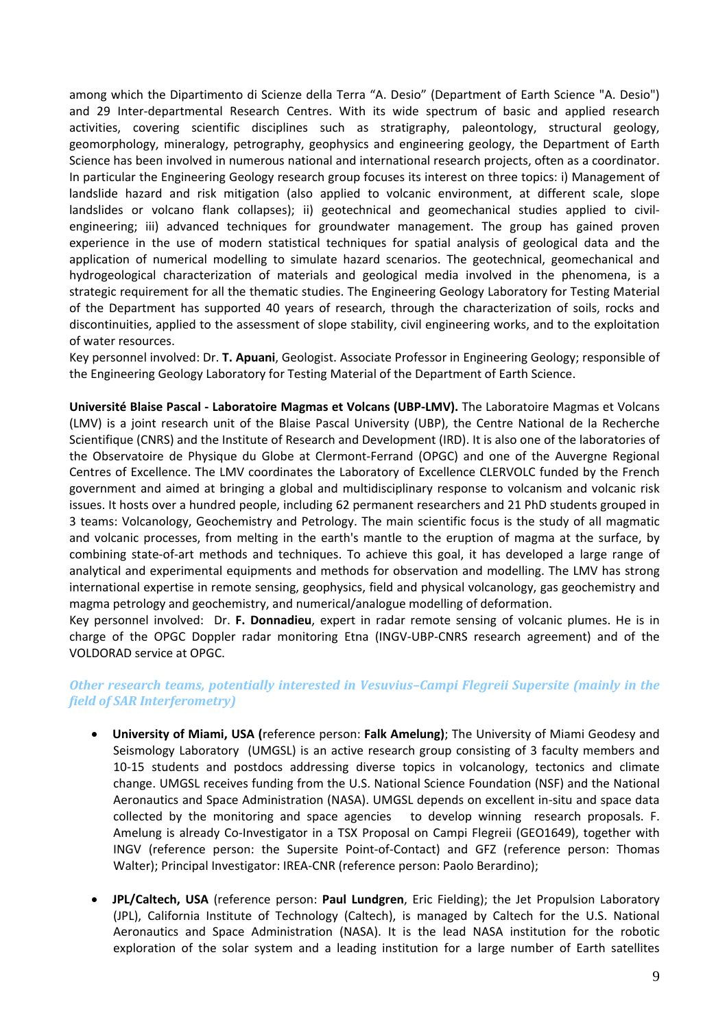among which the Dipartimento di Scienze della Terra "A. Desio" (Department of Earth Science "A. Desio") and 29 Inter-departmental Research Centres. With its wide spectrum of basic and applied research activities, covering scientific disciplines such as stratigraphy, paleontology, structural geology, geomorphology, mineralogy, petrography, geophysics and engineering geology, the Department of Earth Science has been involved in numerous national and international research projects, often as a coordinator. In particular the Engineering Geology research group focuses its interest on three topics: i) Management of landslide hazard and risk mitigation (also applied to volcanic environment, at different scale, slope landslides or volcano flank collapses); ii) geotechnical and geomechanical studies applied to civil-engineering; iii) advanced techniques for groundwater management. The group has gained proven experience in the use of modern statistical techniques for spatial analysis of geological data and the application of numerical modelling to simulate hazard scenarios. The geotechnical, geomechanical and hydrogeological characterization of materials and geological media involved in the phenomena, is a strategic requirement for all the thematic studies. The Engineering Geology Laboratory for Testing Material of the Department has supported 40 years of research, through the characterization of soils, rocks and discontinuities, applied to the assessment of slope stability, civil engineering works, and to the exploitation of water resources.
Key personnel involved: Dr. **T. Apuani**, Geologist. Associate Professor in Engineering Geology; responsible of the Engineering Geology Laboratory for Testing Material of the Department of Earth Science.

**Université Blaise Pascal - Laboratoire Magmas et Volcans (UBP-LMV).** The Laboratoire Magmas et Volcans (LMV) is a joint research unit of the Blaise Pascal University (UBP), the Centre National de la Recherche Scientifique (CNRS) and the Institute of Research and Development (IRD). It is also one of the laboratories of the Observatoire de Physique du Globe at Clermont-Ferrand (OPGC) and one of the Auvergne Regional Centres of Excellence. The LMV coordinates the Laboratory of Excellence CLERVOLC funded by the French government and aimed at bringing a global and multidisciplinary response to volcanism and volcanic risk issues. It hosts over a hundred people, including 62 permanent researchers and 21 PhD students grouped in 3 teams: Volcanology, Geochemistry and Petrology. The main scientific focus is the study of all magmatic and volcanic processes, from melting in the earth's mantle to the eruption of magma at the surface, by combining state-of-art methods and techniques. To achieve this goal, it has developed a large range of analytical and experimental equipments and methods for observation and modelling. The LMV has strong international expertise in remote sensing, geophysics, field and physical volcanology, gas geochemistry and magma petrology and geochemistry, and numerical/analogue modelling of deformation.
Key personnel involved: Dr. **F. Donnadieu**, expert in radar remote sensing of volcanic plumes. He is in charge of the OPGC Doppler radar monitoring Etna (INGV-UBP-CNRS research agreement) and of the VOLDORAD service at OPGC.

### *Other research teams, potentially interested in Vesuvius–Campi Flegreii Supersite (mainly in the field of SAR Interferometry)*

- **University of Miami, USA (**reference person: **Falk Amelung)**; The University of Miami Geodesy and Seismology Laboratory (UMGSL) is an active research group consisting of 3 faculty members and 10-15 students and postdocs addressing diverse topics in volcanology, tectonics and climate change. UMGSL receives funding from the U.S. National Science Foundation (NSF) and the National Aeronautics and Space Administration (NASA). UMGSL depends on excellent in-situ and space data collected by the monitoring and space agencies to develop winning research proposals. F. Amelung is already Co-Investigator in a TSX Proposal on Campi Flegreii (GEO1649), together with INGV (reference person: the Supersite Point-of-Contact) and GFZ (reference person: Thomas Walter); Principal Investigator: IREA-CNR (reference person: Paolo Berardino);

- **JPL/Caltech, USA** (reference person: **Paul Lundgren**, Eric Fielding); the Jet Propulsion Laboratory (JPL), California Institute of Technology (Caltech), is managed by Caltech for the U.S. National Aeronautics and Space Administration (NASA). It is the lead NASA institution for the robotic exploration of the solar system and a leading institution for a large number of Earth satellites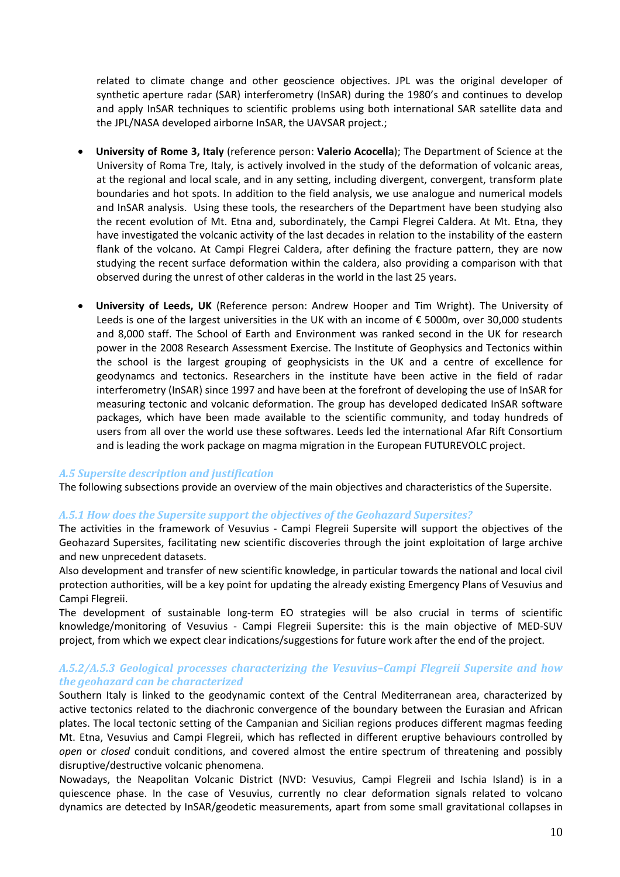related to climate change and other geoscience objectives. JPL was the original developer of synthetic aperture radar (SAR) interferometry (InSAR) during the 1980's and continues to develop and apply InSAR techniques to scientific problems using both international SAR satellite data and the JPL/NASA developed airborne InSAR, the UAVSAR project.;

- **University of Rome 3, Italy** (reference person: **Valerio Acocella**); The Department of Science at the University of Roma Tre, Italy, is actively involved in the study of the deformation of volcanic areas, at the regional and local scale, and in any setting, including divergent, convergent, transform plate boundaries and hot spots. In addition to the field analysis, we use analogue and numerical models and InSAR analysis. Using these tools, the researchers of the Department have been studying also the recent evolution of Mt. Etna and, subordinately, the Campi Flegrei Caldera. At Mt. Etna, they have investigated the volcanic activity of the last decades in relation to the instability of the eastern flank of the volcano. At Campi Flegrei Caldera, after defining the fracture pattern, they are now studying the recent surface deformation within the caldera, also providing a comparison with that observed during the unrest of other calderas in the world in the last 25 years.

- **University of Leeds, UK** (Reference person: Andrew Hooper and Tim Wright). The University of Leeds is one of the largest universities in the UK with an income of € 5000m, over 30,000 students and 8,000 staff. The School of Earth and Environment was ranked second in the UK for research power in the 2008 Research Assessment Exercise. The Institute of Geophysics and Tectonics within the school is the largest grouping of geophysicists in the UK and a centre of excellence for geodynamcs and tectonics. Researchers in the institute have been active in the field of radar interferometry (InSAR) since 1997 and have been at the forefront of developing the use of InSAR for measuring tectonic and volcanic deformation. The group has developed dedicated InSAR software packages, which have been made available to the scientific community, and today hundreds of users from all over the world use these softwares. Leeds led the international Afar Rift Consortium and is leading the work package on magma migration in the European FUTUREVOLC project.

### *A.5 Supersite description and justification*

The following subsections provide an overview of the main objectives and characteristics of the Supersite.

### *A.5.1 How does the Supersite support the objectives of the Geohazard Supersites?*

The activities in the framework of Vesuvius - Campi Flegreii Supersite will support the objectives of the Geohazard Supersites, facilitating new scientific discoveries through the joint exploitation of large archive and new unprecedent datasets.

Also development and transfer of new scientific knowledge, in particular towards the national and local civil protection authorities, will be a key point for updating the already existing Emergency Plans of Vesuvius and Campi Flegreii.

The development of sustainable long-term EO strategies will be also crucial in terms of scientific knowledge/monitoring of Vesuvius - Campi Flegreii Supersite: this is the main objective of MED-SUV project, from which we expect clear indications/suggestions for future work after the end of the project.

### *A.5.2/A.5.3 Geological processes characterizing the Vesuvius–Campi Flegreii Supersite and how the geohazard can be characterized*

Southern Italy is linked to the geodynamic context of the Central Mediterranean area, characterized by active tectonics related to the diachronic convergence of the boundary between the Eurasian and African plates. The local tectonic setting of the Campanian and Sicilian regions produces different magmas feeding Mt. Etna, Vesuvius and Campi Flegreii, which has reflected in different eruptive behaviours controlled by *open* or *closed* conduit conditions, and covered almost the entire spectrum of threatening and possibly disruptive/destructive volcanic phenomena.

Nowadays, the Neapolitan Volcanic District (NVD: Vesuvius, Campi Flegreii and Ischia Island) is in a quiescence phase. In the case of Vesuvius, currently no clear deformation signals related to volcano dynamics are detected by InSAR/geodetic measurements, apart from some small gravitational collapses in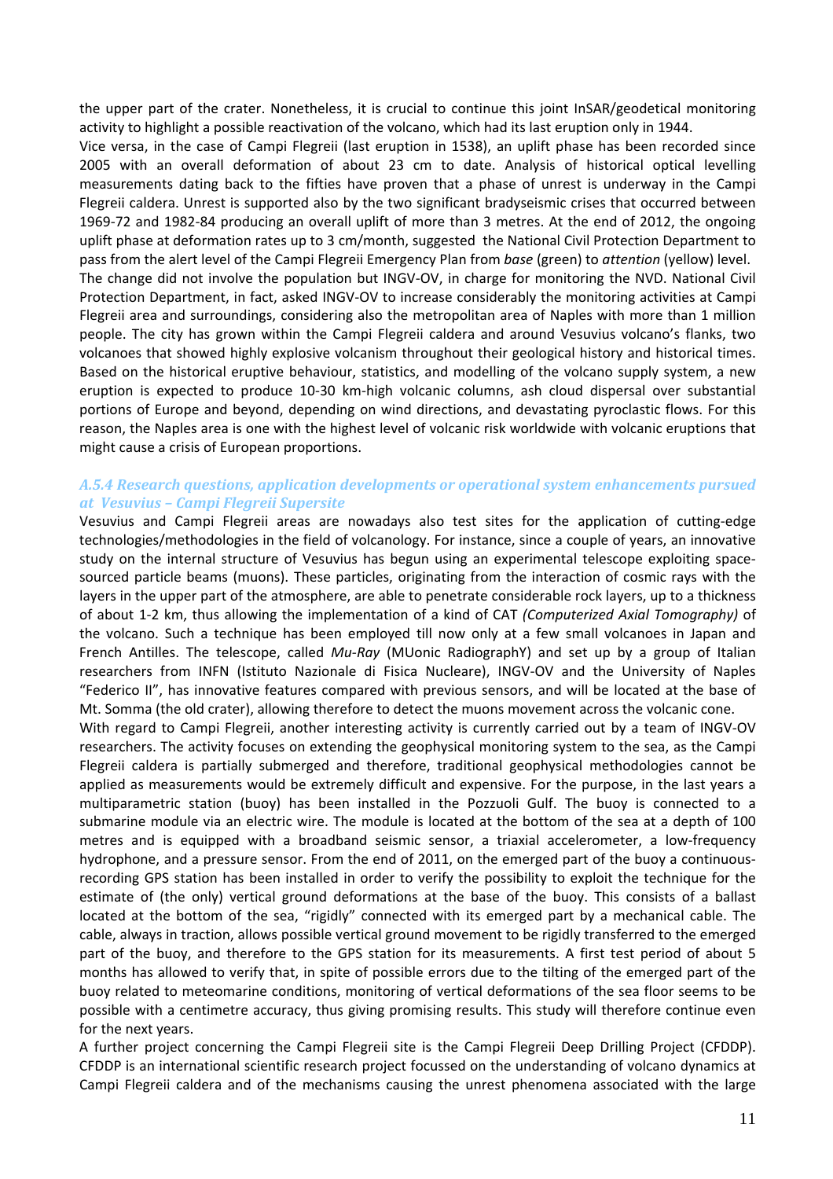the upper part of the crater. Nonetheless, it is crucial to continue this joint InSAR/geodetical monitoring activity to highlight a possible reactivation of the volcano, which had its last eruption only in 1944.

Vice versa, in the case of Campi Flegreii (last eruption in 1538), an uplift phase has been recorded since 2005 with an overall deformation of about 23 cm to date. Analysis of historical optical levelling measurements dating back to the fifties have proven that a phase of unrest is underway in the Campi Flegreii caldera. Unrest is supported also by the two significant bradyseismic crises that occurred between 1969-72 and 1982-84 producing an overall uplift of more than 3 metres. At the end of 2012, the ongoing uplift phase at deformation rates up to 3 cm/month, suggested the National Civil Protection Department to pass from the alert level of the Campi Flegreii Emergency Plan from *base* (green) to *attention* (yellow) level.

The change did not involve the population but INGV-OV, in charge for monitoring the NVD. National Civil Protection Department, in fact, asked INGV-OV to increase considerably the monitoring activities at Campi Flegreii area and surroundings, considering also the metropolitan area of Naples with more than 1 million people. The city has grown within the Campi Flegreii caldera and around Vesuvius volcano's flanks, two volcanoes that showed highly explosive volcanism throughout their geological history and historical times. Based on the historical eruptive behaviour, statistics, and modelling of the volcano supply system, a new eruption is expected to produce 10-30 km-high volcanic columns, ash cloud dispersal over substantial portions of Europe and beyond, depending on wind directions, and devastating pyroclastic flows. For this reason, the Naples area is one with the highest level of volcanic risk worldwide with volcanic eruptions that might cause a crisis of European proportions.

### A.5.4 Research questions, application developments or operational system enhancements pursued at Vesuvius – Campi Flegreii Supersite

Vesuvius and Campi Flegreii areas are nowadays also test sites for the application of cutting-edge technologies/methodologies in the field of volcanology. For instance, since a couple of years, an innovative study on the internal structure of Vesuvius has begun using an experimental telescope exploiting space-sourced particle beams (muons). These particles, originating from the interaction of cosmic rays with the layers in the upper part of the atmosphere, are able to penetrate considerable rock layers, up to a thickness of about 1-2 km, thus allowing the implementation of a kind of CAT *(Computerized Axial Tomography)* of the volcano. Such a technique has been employed till now only at a few small volcanoes in Japan and French Antilles. The telescope, called *Mu-Ray* (MUonic RadiographY) and set up by a group of Italian researchers from INFN (Istituto Nazionale di Fisica Nucleare), INGV-OV and the University of Naples "Federico II", has innovative features compared with previous sensors, and will be located at the base of Mt. Somma (the old crater), allowing therefore to detect the muons movement across the volcanic cone.

With regard to Campi Flegreii, another interesting activity is currently carried out by a team of INGV-OV researchers. The activity focuses on extending the geophysical monitoring system to the sea, as the Campi Flegreii caldera is partially submerged and therefore, traditional geophysical methodologies cannot be applied as measurements would be extremely difficult and expensive. For the purpose, in the last years a multiparametric station (buoy) has been installed in the Pozzuoli Gulf. The buoy is connected to a submarine module via an electric wire. The module is located at the bottom of the sea at a depth of 100 metres and is equipped with a broadband seismic sensor, a triaxial accelerometer, a low-frequency hydrophone, and a pressure sensor. From the end of 2011, on the emerged part of the buoy a continuous-recording GPS station has been installed in order to verify the possibility to exploit the technique for the estimate of (the only) vertical ground deformations at the base of the buoy. This consists of a ballast located at the bottom of the sea, "rigidly" connected with its emerged part by a mechanical cable. The cable, always in traction, allows possible vertical ground movement to be rigidly transferred to the emerged part of the buoy, and therefore to the GPS station for its measurements. A first test period of about 5 months has allowed to verify that, in spite of possible errors due to the tilting of the emerged part of the buoy related to meteomarine conditions, monitoring of vertical deformations of the sea floor seems to be possible with a centimetre accuracy, thus giving promising results. This study will therefore continue even for the next years.

A further project concerning the Campi Flegreii site is the Campi Flegreii Deep Drilling Project (CFDDP). CFDDP is an international scientific research project focussed on the understanding of volcano dynamics at Campi Flegreii caldera and of the mechanisms causing the unrest phenomena associated with the large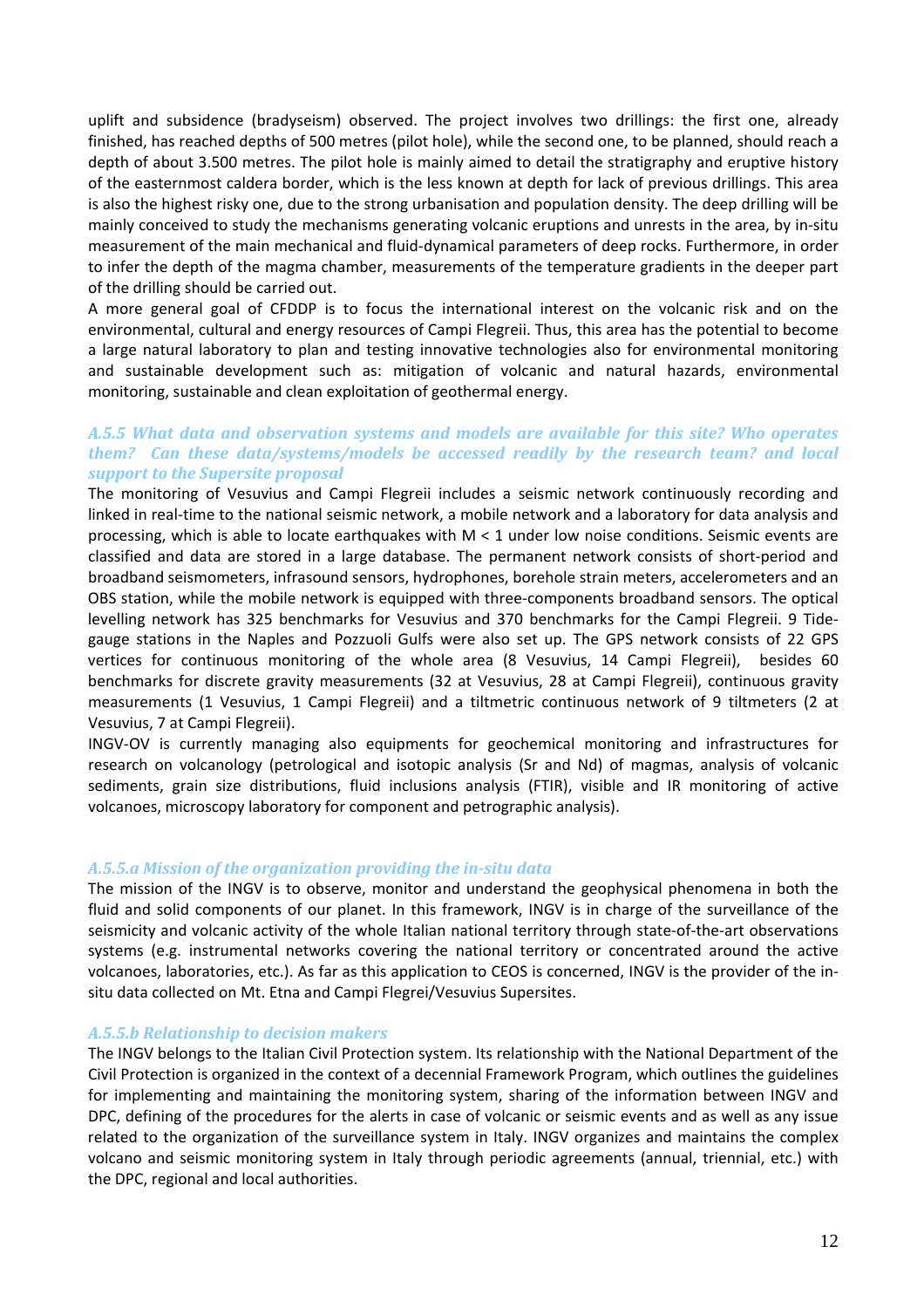uplift and subsidence (bradyseism) observed. The project involves two drillings: the first one, already finished, has reached depths of 500 metres (pilot hole), while the second one, to be planned, should reach a depth of about 3.500 metres. The pilot hole is mainly aimed to detail the stratigraphy and eruptive history of the easternmost caldera border, which is the less known at depth for lack of previous drillings. This area is also the highest risky one, due to the strong urbanisation and population density. The deep drilling will be mainly conceived to study the mechanisms generating volcanic eruptions and unrests in the area, by in-situ measurement of the main mechanical and fluid-dynamical parameters of deep rocks. Furthermore, in order to infer the depth of the magma chamber, measurements of the temperature gradients in the deeper part of the drilling should be carried out.

A more general goal of CFDDP is to focus the international interest on the volcanic risk and on the environmental, cultural and energy resources of Campi Flegreii. Thus, this area has the potential to become a large natural laboratory to plan and testing innovative technologies also for environmental monitoring and sustainable development such as: mitigation of volcanic and natural hazards, environmental monitoring, sustainable and clean exploitation of geothermal energy.

### *A.5.5 What data and observation systems and models are available for this site? Who operates them? Can these data/systems/models be accessed readily by the research team? and local support to the Supersite proposal*

The monitoring of Vesuvius and Campi Flegreii includes a seismic network continuously recording and linked in real-time to the national seismic network, a mobile network and a laboratory for data analysis and processing, which is able to locate earthquakes with M < 1 under low noise conditions. Seismic events are classified and data are stored in a large database. The permanent network consists of short-period and broadband seismometers, infrasound sensors, hydrophones, borehole strain meters, accelerometers and an OBS station, while the mobile network is equipped with three-components broadband sensors. The optical levelling network has 325 benchmarks for Vesuvius and 370 benchmarks for the Campi Flegreii. 9 Tide-gauge stations in the Naples and Pozzuoli Gulfs were also set up. The GPS network consists of 22 GPS vertices for continuous monitoring of the whole area (8 Vesuvius, 14 Campi Flegreii), besides 60 benchmarks for discrete gravity measurements (32 at Vesuvius, 28 at Campi Flegreii), continuous gravity measurements (1 Vesuvius, 1 Campi Flegreii) and a tiltmetric continuous network of 9 tiltmeters (2 at Vesuvius, 7 at Campi Flegreii).

INGV-OV is currently managing also equipments for geochemical monitoring and infrastructures for research on volcanology (petrological and isotopic analysis (Sr and Nd) of magmas, analysis of volcanic sediments, grain size distributions, fluid inclusions analysis (FTIR), visible and IR monitoring of active volcanoes, microscopy laboratory for component and petrographic analysis).

#### *A.5.5.a Mission of the organization providing the in-situ data*

The mission of the INGV is to observe, monitor and understand the geophysical phenomena in both the fluid and solid components of our planet. In this framework, INGV is in charge of the surveillance of the seismicity and volcanic activity of the whole Italian national territory through state-of-the-art observations systems (e.g. instrumental networks covering the national territory or concentrated around the active volcanoes, laboratories, etc.). As far as this application to CEOS is concerned, INGV is the provider of the in-situ data collected on Mt. Etna and Campi Flegrei/Vesuvius Supersites.

#### *A.5.5.b Relationship to decision makers*

The INGV belongs to the Italian Civil Protection system. Its relationship with the National Department of the Civil Protection is organized in the context of a decennial Framework Program, which outlines the guidelines for implementing and maintaining the monitoring system, sharing of the information between INGV and DPC, defining of the procedures for the alerts in case of volcanic or seismic events and as well as any issue related to the organization of the surveillance system in Italy. INGV organizes and maintains the complex volcano and seismic monitoring system in Italy through periodic agreements (annual, triennial, etc.) with the DPC, regional and local authorities.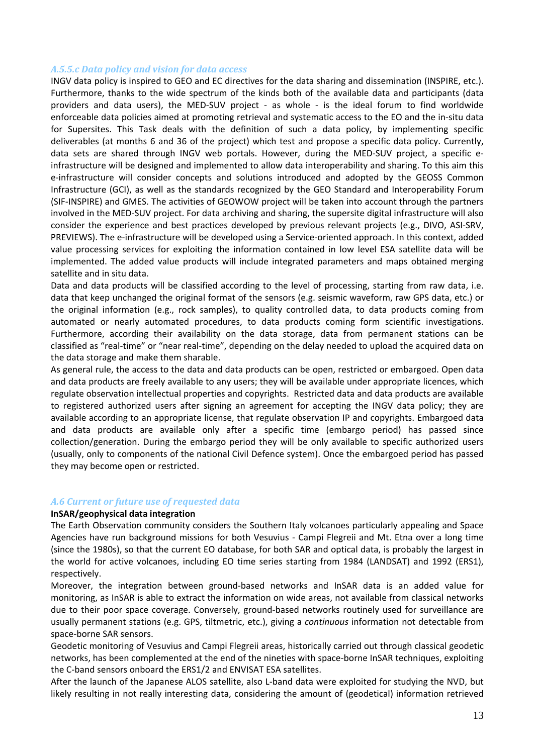### *A.5.5.c Data policy and vision for data access*

INGV data policy is inspired to GEO and EC directives for the data sharing and dissemination (INSPIRE, etc.). Furthermore, thanks to the wide spectrum of the kinds both of the available data and participants (data providers and data users), the MED-SUV project - as whole - is the ideal forum to find worldwide enforceable data policies aimed at promoting retrieval and systematic access to the EO and the in-situ data for Supersites. This Task deals with the definition of such a data policy, by implementing specific deliverables (at months 6 and 36 of the project) which test and propose a specific data policy. Currently, data sets are shared through INGV web portals. However, during the MED-SUV project, a specific e-infrastructure will be designed and implemented to allow data interoperability and sharing. To this aim this e-infrastructure will consider concepts and solutions introduced and adopted by the GEOSS Common Infrastructure (GCI), as well as the standards recognized by the GEO Standard and Interoperability Forum (SIF-INSPIRE) and GMES. The activities of GEOWOW project will be taken into account through the partners involved in the MED-SUV project. For data archiving and sharing, the supersite digital infrastructure will also consider the experience and best practices developed by previous relevant projects (e.g., DIVO, ASI-SRV, PREVIEWS). The e-infrastructure will be developed using a Service-oriented approach. In this context, added value processing services for exploiting the information contained in low level ESA satellite data will be implemented. The added value products will include integrated parameters and maps obtained merging satellite and in situ data.

Data and data products will be classified according to the level of processing, starting from raw data, i.e. data that keep unchanged the original format of the sensors (e.g. seismic waveform, raw GPS data, etc.) or the original information (e.g., rock samples), to quality controlled data, to data products coming from automated or nearly automated procedures, to data products coming form scientific investigations. Furthermore, according their availability on the data storage, data from permanent stations can be classified as “real-time” or “near real-time”, depending on the delay needed to upload the acquired data on the data storage and make them sharable.

As general rule, the access to the data and data products can be open, restricted or embargoed. Open data and data products are freely available to any users; they will be available under appropriate licences, which regulate observation intellectual properties and copyrights. Restricted data and data products are available to registered authorized users after signing an agreement for accepting the INGV data policy; they are available according to an appropriate license, that regulate observation IP and copyrights. Embargoed data and data products are available only after a specific time (embargo period) has passed since collection/generation. During the embargo period they will be only available to specific authorized users (usually, only to components of the national Civil Defence system). Once the embargoed period has passed they may become open or restricted.

## *A.6 Current or future use of requested data*

**InSAR/geophysical data integration**

The Earth Observation community considers the Southern Italy volcanoes particularly appealing and Space Agencies have run background missions for both Vesuvius - Campi Flegreii and Mt. Etna over a long time (since the 1980s), so that the current EO database, for both SAR and optical data, is probably the largest in the world for active volcanoes, including EO time series starting from 1984 (LANDSAT) and 1992 (ERS1), respectively.

Moreover, the integration between ground-based networks and InSAR data is an added value for monitoring, as InSAR is able to extract the information on wide areas, not available from classical networks due to their poor space coverage. Conversely, ground-based networks routinely used for surveillance are usually permanent stations (e.g. GPS, tiltmetric, etc.), giving a *continuous* information not detectable from space-borne SAR sensors.

Geodetic monitoring of Vesuvius and Campi Flegreii areas, historically carried out through classical geodetic networks, has been complemented at the end of the nineties with space-borne InSAR techniques, exploiting the C-band sensors onboard the ERS1/2 and ENVISAT ESA satellites.

After the launch of the Japanese ALOS satellite, also L-band data were exploited for studying the NVD, but likely resulting in not really interesting data, considering the amount of (geodetical) information retrieved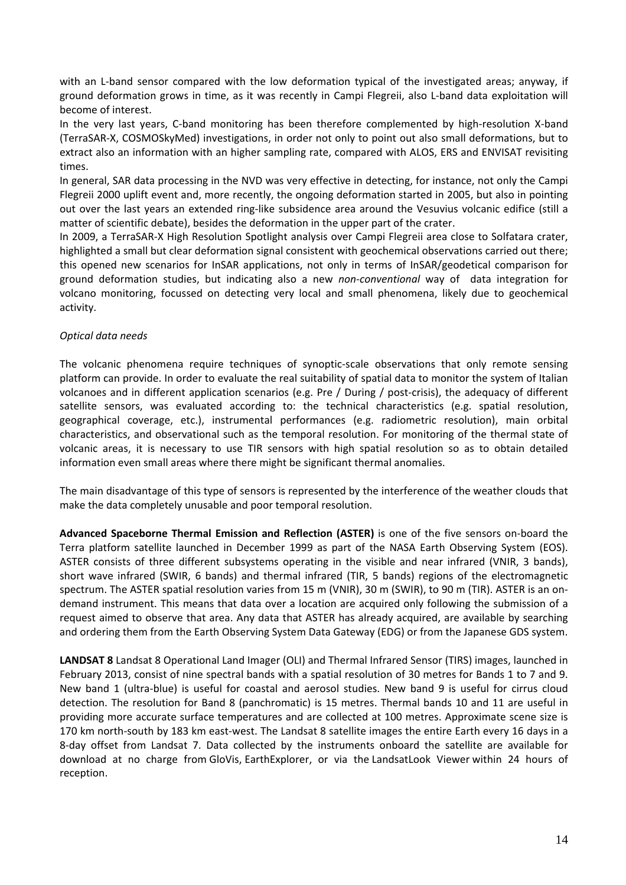with an L-band sensor compared with the low deformation typical of the investigated areas; anyway, if ground deformation grows in time, as it was recently in Campi Flegreii, also L-band data exploitation will become of interest.

In the very last years, C-band monitoring has been therefore complemented by high-resolution X-band (TerraSAR-X, COSMOSkyMed) investigations, in order not only to point out also small deformations, but to extract also an information with an higher sampling rate, compared with ALOS, ERS and ENVISAT revisiting times.

In general, SAR data processing in the NVD was very effective in detecting, for instance, not only the Campi Flegreii 2000 uplift event and, more recently, the ongoing deformation started in 2005, but also in pointing out over the last years an extended ring-like subsidence area around the Vesuvius volcanic edifice (still a matter of scientific debate), besides the deformation in the upper part of the crater.

In 2009, a TerraSAR-X High Resolution Spotlight analysis over Campi Flegreii area close to Solfatara crater, highlighted a small but clear deformation signal consistent with geochemical observations carried out there; this opened new scenarios for InSAR applications, not only in terms of InSAR/geodetical comparison for ground deformation studies, but indicating also a new *non-conventional* way of data integration for volcano monitoring, focussed on detecting very local and small phenomena, likely due to geochemical activity.

*Optical data needs*

The volcanic phenomena require techniques of synoptic-scale observations that only remote sensing platform can provide. In order to evaluate the real suitability of spatial data to monitor the system of Italian volcanoes and in different application scenarios (e.g. Pre / During / post-crisis), the adequacy of different satellite sensors, was evaluated according to: the technical characteristics (e.g. spatial resolution, geographical coverage, etc.), instrumental performances (e.g. radiometric resolution), main orbital characteristics, and observational such as the temporal resolution. For monitoring of the thermal state of volcanic areas, it is necessary to use TIR sensors with high spatial resolution so as to obtain detailed information even small areas where there might be significant thermal anomalies.

The main disadvantage of this type of sensors is represented by the interference of the weather clouds that make the data completely unusable and poor temporal resolution.

**Advanced Spaceborne Thermal Emission and Reflection (ASTER)** is one of the five sensors on-board the Terra platform satellite launched in December 1999 as part of the NASA Earth Observing System (EOS). ASTER consists of three different subsystems operating in the visible and near infrared (VNIR, 3 bands), short wave infrared (SWIR, 6 bands) and thermal infrared (TIR, 5 bands) regions of the electromagnetic spectrum. The ASTER spatial resolution varies from 15 m (VNIR), 30 m (SWIR), to 90 m (TIR). ASTER is an on-demand instrument. This means that data over a location are acquired only following the submission of a request aimed to observe that area. Any data that ASTER has already acquired, are available by searching and ordering them from the Earth Observing System Data Gateway (EDG) or from the Japanese GDS system.

**LANDSAT 8** Landsat 8 Operational Land Imager (OLI) and Thermal Infrared Sensor (TIRS) images, launched in February 2013, consist of nine spectral bands with a spatial resolution of 30 metres for Bands 1 to 7 and 9. New band 1 (ultra-blue) is useful for coastal and aerosol studies. New band 9 is useful for cirrus cloud detection. The resolution for Band 8 (panchromatic) is 15 metres. Thermal bands 10 and 11 are useful in providing more accurate surface temperatures and are collected at 100 metres. Approximate scene size is 170 km north-south by 183 km east-west. The Landsat 8 satellite images the entire Earth every 16 days in a 8-day offset from Landsat 7. Data collected by the instruments onboard the satellite are available for download at no charge from GloVis, EarthExplorer, or via the LandsatLook Viewer within 24 hours of reception.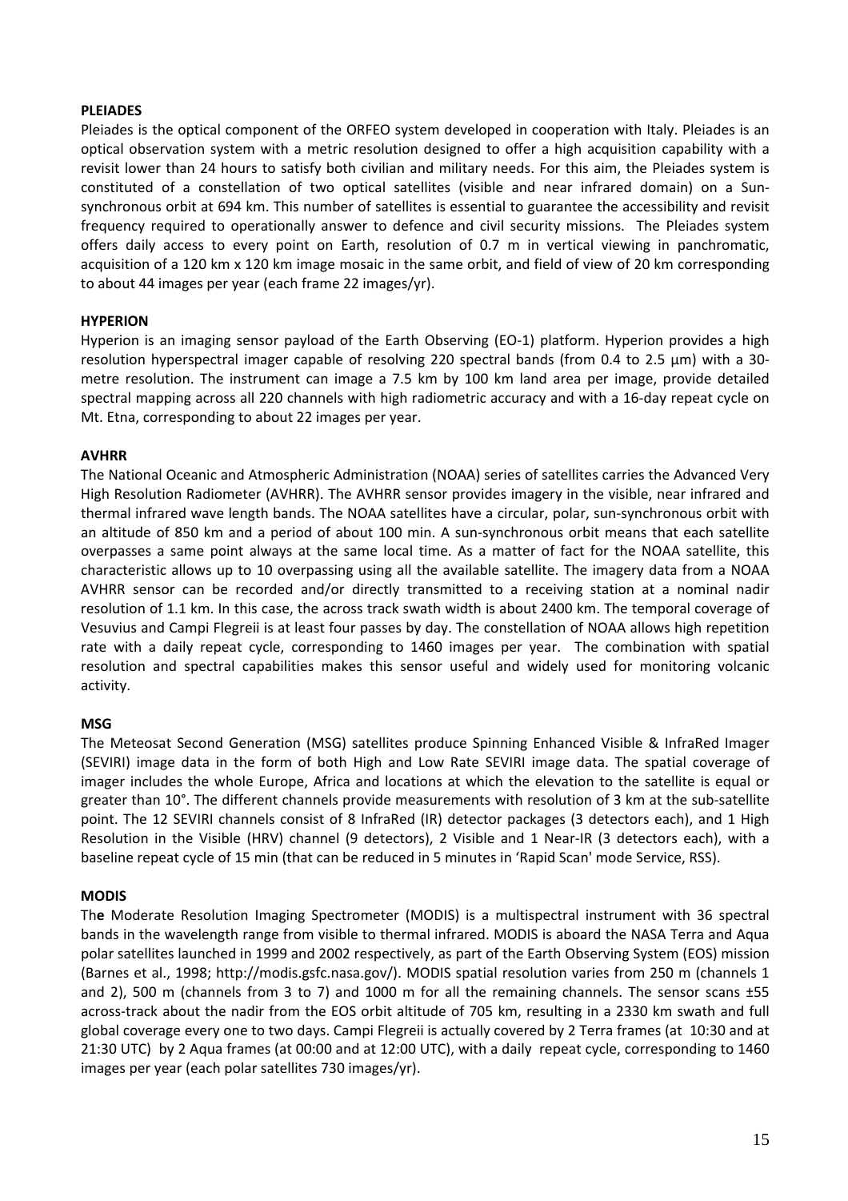**PLEIADES**

Pleiades is the optical component of the ORFEO system developed in cooperation with Italy. Pleiades is an optical observation system with a metric resolution designed to offer a high acquisition capability with a revisit lower than 24 hours to satisfy both civilian and military needs. For this aim, the Pleiades system is constituted of a constellation of two optical satellites (visible and near infrared domain) on a Sun-synchronous orbit at 694 km. This number of satellites is essential to guarantee the accessibility and revisit frequency required to operationally answer to defence and civil security missions. The Pleiades system offers daily access to every point on Earth, resolution of 0.7 m in vertical viewing in panchromatic, acquisition of a 120 km x 120 km image mosaic in the same orbit, and field of view of 20 km corresponding to about 44 images per year (each frame 22 images/yr).

**HYPERION**

Hyperion is an imaging sensor payload of the Earth Observing (EO-1) platform. Hyperion provides a high resolution hyperspectral imager capable of resolving 220 spectral bands (from 0.4 to 2.5 µm) with a 30-metre resolution. The instrument can image a 7.5 km by 100 km land area per image, provide detailed spectral mapping across all 220 channels with high radiometric accuracy and with a 16-day repeat cycle on Mt. Etna, corresponding to about 22 images per year.

**AVHRR**

The National Oceanic and Atmospheric Administration (NOAA) series of satellites carries the Advanced Very High Resolution Radiometer (AVHRR). The AVHRR sensor provides imagery in the visible, near infrared and thermal infrared wave length bands. The NOAA satellites have a circular, polar, sun-synchronous orbit with an altitude of 850 km and a period of about 100 min. A sun-synchronous orbit means that each satellite overpasses a same point always at the same local time. As a matter of fact for the NOAA satellite, this characteristic allows up to 10 overpassing using all the available satellite. The imagery data from a NOAA AVHRR sensor can be recorded and/or directly transmitted to a receiving station at a nominal nadir resolution of 1.1 km. In this case, the across track swath width is about 2400 km. The temporal coverage of Vesuvius and Campi Flegreii is at least four passes by day. The constellation of NOAA allows high repetition rate with a daily repeat cycle, corresponding to 1460 images per year. The combination with spatial resolution and spectral capabilities makes this sensor useful and widely used for monitoring volcanic activity.

**MSG**

The Meteosat Second Generation (MSG) satellites produce Spinning Enhanced Visible & InfraRed Imager (SEVIRI) image data in the form of both High and Low Rate SEVIRI image data. The spatial coverage of imager includes the whole Europe, Africa and locations at which the elevation to the satellite is equal or greater than 10°. The different channels provide measurements with resolution of 3 km at the sub-satellite point. The 12 SEVIRI channels consist of 8 InfraRed (IR) detector packages (3 detectors each), and 1 High Resolution in the Visible (HRV) channel (9 detectors), 2 Visible and 1 Near-IR (3 detectors each), with a baseline repeat cycle of 15 min (that can be reduced in 5 minutes in 'Rapid Scan' mode Service, RSS).

**MODIS**

Th**e** Moderate Resolution Imaging Spectrometer (MODIS) is a multispectral instrument with 36 spectral bands in the wavelength range from visible to thermal infrared. MODIS is aboard the NASA Terra and Aqua polar satellites launched in 1999 and 2002 respectively, as part of the Earth Observing System (EOS) mission (Barnes et al., 1998; http://modis.gsfc.nasa.gov/). MODIS spatial resolution varies from 250 m (channels 1 and 2), 500 m (channels from 3 to 7) and 1000 m for all the remaining channels. The sensor scans ±55 across-track about the nadir from the EOS orbit altitude of 705 km, resulting in a 2330 km swath and full global coverage every one to two days. Campi Flegreii is actually covered by 2 Terra frames (at 10:30 and at 21:30 UTC) by 2 Aqua frames (at 00:00 and at 12:00 UTC), with a daily repeat cycle, corresponding to 1460 images per year (each polar satellites 730 images/yr).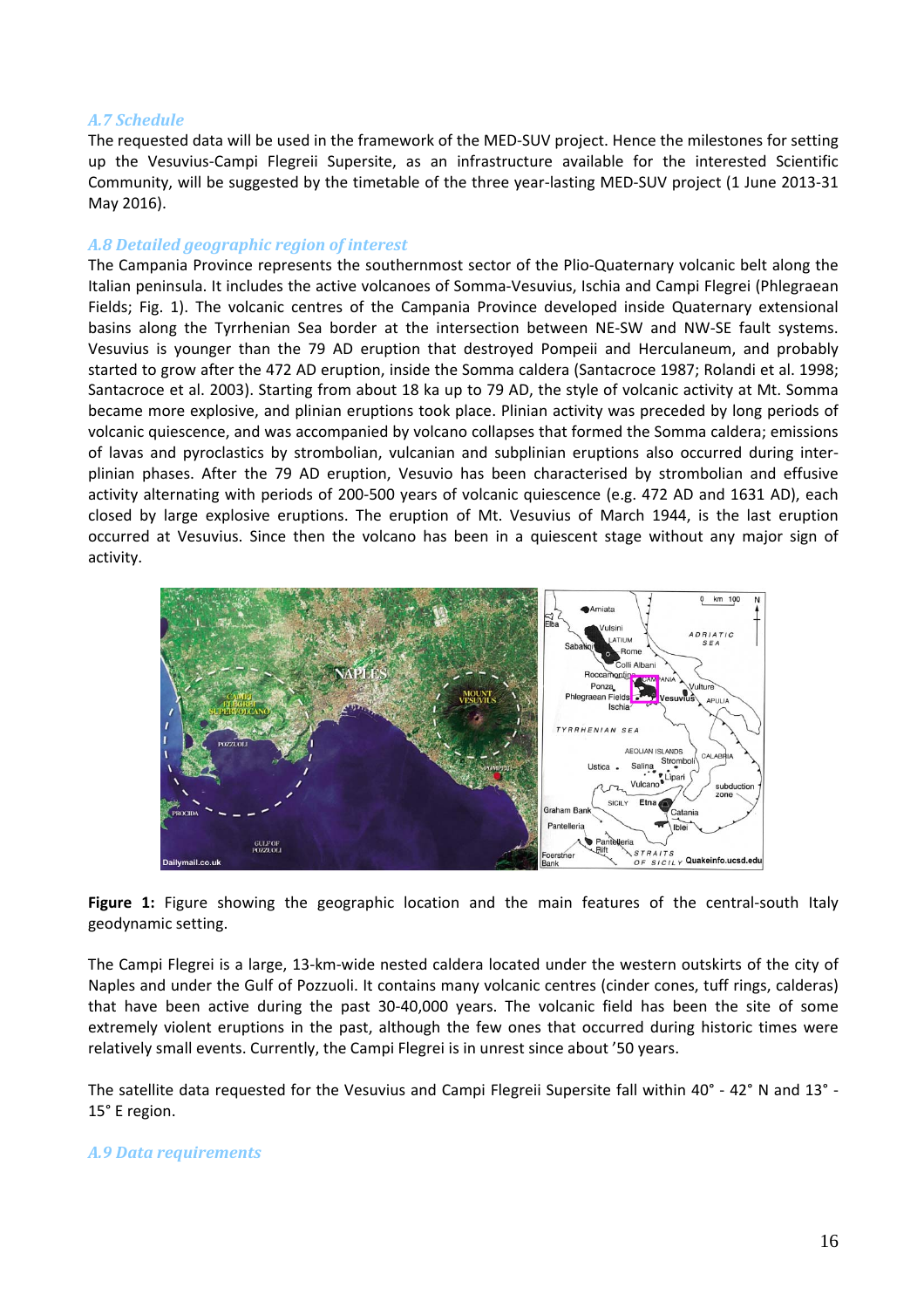### *A.7 Schedule*

The requested data will be used in the framework of the MED-SUV project. Hence the milestones for setting up the Vesuvius-Campi Flegreii Supersite, as an infrastructure available for the interested Scientific Community, will be suggested by the timetable of the three year-lasting MED-SUV project (1 June 2013-31 May 2016).

### *A.8 Detailed geographic region of interest*

The Campania Province represents the southernmost sector of the Plio-Quaternary volcanic belt along the Italian peninsula. It includes the active volcanoes of Somma-Vesuvius, Ischia and Campi Flegrei (Phlegraean Fields; Fig. 1). The volcanic centres of the Campania Province developed inside Quaternary extensional basins along the Tyrrhenian Sea border at the intersection between NE-SW and NW-SE fault systems. Vesuvius is younger than the 79 AD eruption that destroyed Pompeii and Herculaneum, and probably started to grow after the 472 AD eruption, inside the Somma caldera (Santacroce 1987; Rolandi et al. 1998; Santacroce et al. 2003). Starting from about 18 ka up to 79 AD, the style of volcanic activity at Mt. Somma became more explosive, and plinian eruptions took place. Plinian activity was preceded by long periods of volcanic quiescence, and was accompanied by volcano collapses that formed the Somma caldera; emissions of lavas and pyroclastics by strombolian, vulcanian and subplinian eruptions also occurred during inter-plinian phases. After the 79 AD eruption, Vesuvio has been characterised by strombolian and effusive activity alternating with periods of 200-500 years of volcanic quiescence (e.g. 472 AD and 1631 AD), each closed by large explosive eruptions. The eruption of Mt. Vesuvius of March 1944, is the last eruption occurred at Vesuvius. Since then the volcano has been in a quiescent stage without any major sign of activity.

**Figure 1:** Figure showing the geographic location and the main features of the central-south Italy geodynamic setting.

The Campi Flegrei is a large, 13-km-wide nested caldera located under the western outskirts of the city of Naples and under the Gulf of Pozzuoli. It contains many volcanic centres (cinder cones, tuff rings, calderas) that have been active during the past 30-40,000 years. The volcanic field has been the site of some extremely violent eruptions in the past, although the few ones that occurred during historic times were relatively small events. Currently, the Campi Flegrei is in unrest since about '50 years.

The satellite data requested for the Vesuvius and Campi Flegreii Supersite fall within 40° - 42° N and 13° - 15° E region.

### *A.9 Data requirements*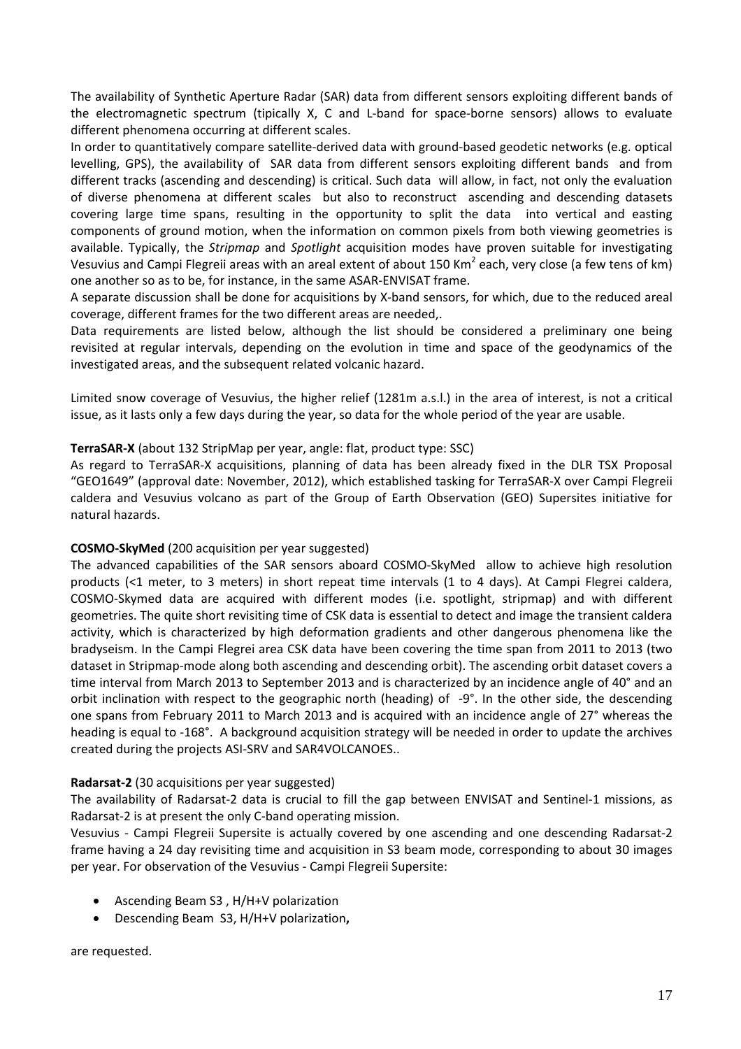The availability of Synthetic Aperture Radar (SAR) data from different sensors exploiting different bands of the electromagnetic spectrum (tipically X, C and L-band for space-borne sensors) allows to evaluate different phenomena occurring at different scales.

In order to quantitatively compare satellite-derived data with ground-based geodetic networks (e.g. optical levelling, GPS), the availability of SAR data from different sensors exploiting different bands and from different tracks (ascending and descending) is critical. Such data will allow, in fact, not only the evaluation of diverse phenomena at different scales but also to reconstruct ascending and descending datasets covering large time spans, resulting in the opportunity to split the data into vertical and easting components of ground motion, when the information on common pixels from both viewing geometries is available. Typically, the *Stripmap* and *Spotlight* acquisition modes have proven suitable for investigating Vesuvius and Campi Flegreii areas with an areal extent of about 150 $Km^2$ each, very close (a few tens of km) one another so as to be, for instance, in the same ASAR-ENVISAT frame.

A separate discussion shall be done for acquisitions by X-band sensors, for which, due to the reduced areal coverage, different frames for the two different areas are needed,.

Data requirements are listed below, although the list should be considered a preliminary one being revisited at regular intervals, depending on the evolution in time and space of the geodynamics of the investigated areas, and the subsequent related volcanic hazard.

Limited snow coverage of Vesuvius, the higher relief (1281m a.s.l.) in the area of interest, is not a critical issue, as it lasts only a few days during the year, so data for the whole period of the year are usable.

**TerraSAR-X** (about 132 StripMap per year, angle: flat, product type: SSC)

As regard to TerraSAR-X acquisitions, planning of data has been already fixed in the DLR TSX Proposal "GEO1649" (approval date: November, 2012), which established tasking for TerraSAR-X over Campi Flegreii caldera and Vesuvius volcano as part of the Group of Earth Observation (GEO) Supersites initiative for natural hazards.

**COSMO-SkyMed** (200 acquisition per year suggested)

The advanced capabilities of the SAR sensors aboard COSMO-SkyMed allow to achieve high resolution products (<1 meter, to 3 meters) in short repeat time intervals (1 to 4 days). At Campi Flegrei caldera, COSMO-Skymed data are acquired with different modes (i.e. spotlight, stripmap) and with different geometries. The quite short revisiting time of CSK data is essential to detect and image the transient caldera activity, which is characterized by high deformation gradients and other dangerous phenomena like the bradyseism. In the Campi Flegrei area CSK data have been covering the time span from 2011 to 2013 (two dataset in Stripmap-mode along both ascending and descending orbit). The ascending orbit dataset covers a time interval from March 2013 to September 2013 and is characterized by an incidence angle of 40° and an orbit inclination with respect to the geographic north (heading) of -9°. In the other side, the descending one spans from February 2011 to March 2013 and is acquired with an incidence angle of 27° whereas the heading is equal to -168°. A background acquisition strategy will be needed in order to update the archives created during the projects ASI-SRV and SAR4VOLCANOES..

**Radarsat-2** (30 acquisitions per year suggested)

The availability of Radarsat-2 data is crucial to fill the gap between ENVISAT and Sentinel-1 missions, as Radarsat-2 is at present the only C-band operating mission.

Vesuvius - Campi Flegreii Supersite is actually covered by one ascending and one descending Radarsat-2 frame having a 24 day revisiting time and acquisition in S3 beam mode, corresponding to about 30 images per year. For observation of the Vesuvius - Campi Flegreii Supersite:

- Ascending Beam S3 , H/H+V polarization
- Descending Beam S3, H/H+V polarization**,**

are requested.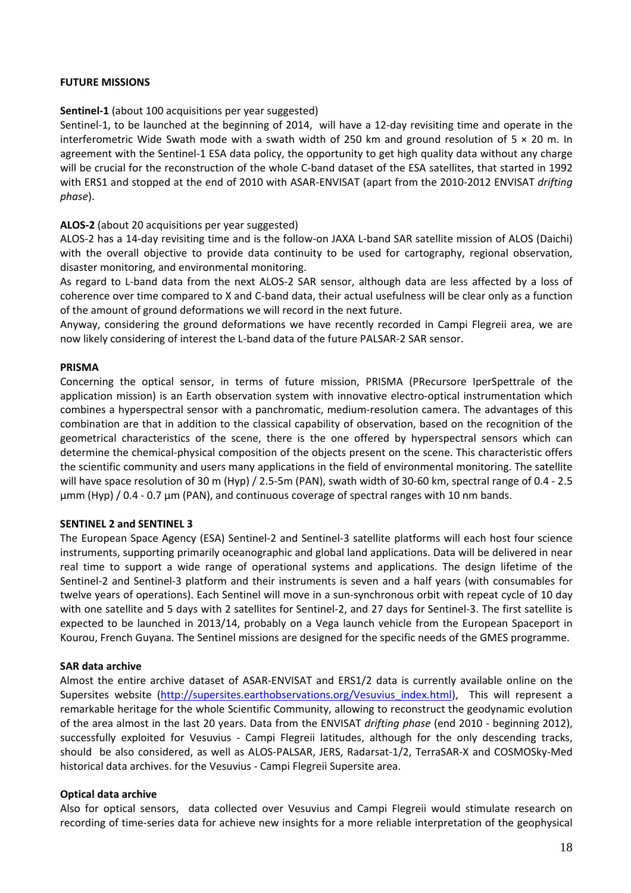**FUTURE MISSIONS**

**Sentinel-1** (about 100 acquisitions per year suggested)

Sentinel-1, to be launched at the beginning of 2014, will have a 12-day revisiting time and operate in the interferometric Wide Swath mode with a swath width of 250 km and ground resolution of 5 × 20 m. In agreement with the Sentinel-1 ESA data policy, the opportunity to get high quality data without any charge will be crucial for the reconstruction of the whole C-band dataset of the ESA satellites, that started in 1992 with ERS1 and stopped at the end of 2010 with ASAR-ENVISAT (apart from the 2010-2012 ENVISAT *drifting phase*).

**ALOS-2** (about 20 acquisitions per year suggested)

ALOS-2 has a 14-day revisiting time and is the follow-on JAXA L-band SAR satellite mission of ALOS (Daichi) with the overall objective to provide data continuity to be used for cartography, regional observation, disaster monitoring, and environmental monitoring.

As regard to L-band data from the next ALOS-2 SAR sensor, although data are less affected by a loss of coherence over time compared to X and C-band data, their actual usefulness will be clear only as a function of the amount of ground deformations we will record in the next future.

Anyway, considering the ground deformations we have recently recorded in Campi Flegreii area, we are now likely considering of interest the L-band data of the future PALSAR-2 SAR sensor.

**PRISMA**

Concerning the optical sensor, in terms of future mission, PRISMA (PRecursore IperSpettrale of the application mission) is an Earth observation system with innovative electro-optical instrumentation which combines a hyperspectral sensor with a panchromatic, medium-resolution camera. The advantages of this combination are that in addition to the classical capability of observation, based on the recognition of the geometrical characteristics of the scene, there is the one offered by hyperspectral sensors which can determine the chemical-physical composition of the objects present on the scene. This characteristic offers the scientific community and users many applications in the field of environmental monitoring. The satellite will have space resolution of 30 m (Hyp) / 2.5-5m (PAN), swath width of 30-60 km, spectral range of 0.4 - 2.5 μmm (Hyp) / 0.4 - 0.7 μm (PAN), and continuous coverage of spectral ranges with 10 nm bands.

**SENTINEL 2 and SENTINEL 3**

The European Space Agency (ESA) Sentinel-2 and Sentinel-3 satellite platforms will each host four science instruments, supporting primarily oceanographic and global land applications. Data will be delivered in near real time to support a wide range of operational systems and applications. The design lifetime of the Sentinel-2 and Sentinel-3 platform and their instruments is seven and a half years (with consumables for twelve years of operations). Each Sentinel will move in a sun-synchronous orbit with repeat cycle of 10 day with one satellite and 5 days with 2 satellites for Sentinel-2, and 27 days for Sentinel-3. The first satellite is expected to be launched in 2013/14, probably on a Vega launch vehicle from the European Spaceport in Kourou, French Guyana. The Sentinel missions are designed for the specific needs of the GMES programme.

**SAR data archive**

Almost the entire archive dataset of ASAR-ENVISAT and ERS1/2 data is currently available online on the Supersites website (http://supersites.earthobservations.org/Vesuvius_index.html), This will represent a remarkable heritage for the whole Scientific Community, allowing to reconstruct the geodynamic evolution of the area almost in the last 20 years. Data from the ENVISAT *drifting phase* (end 2010 - beginning 2012), successfully exploited for Vesuvius - Campi Flegreii latitudes, although for the only descending tracks, should be also considered, as well as ALOS-PALSAR, JERS, Radarsat-1/2, TerraSAR-X and COSMOSky-Med historical data archives. for the Vesuvius - Campi Flegreii Supersite area.

**Optical data archive**

Also for optical sensors, data collected over Vesuvius and Campi Flegreii would stimulate research on recording of time-series data for achieve new insights for a more reliable interpretation of the geophysical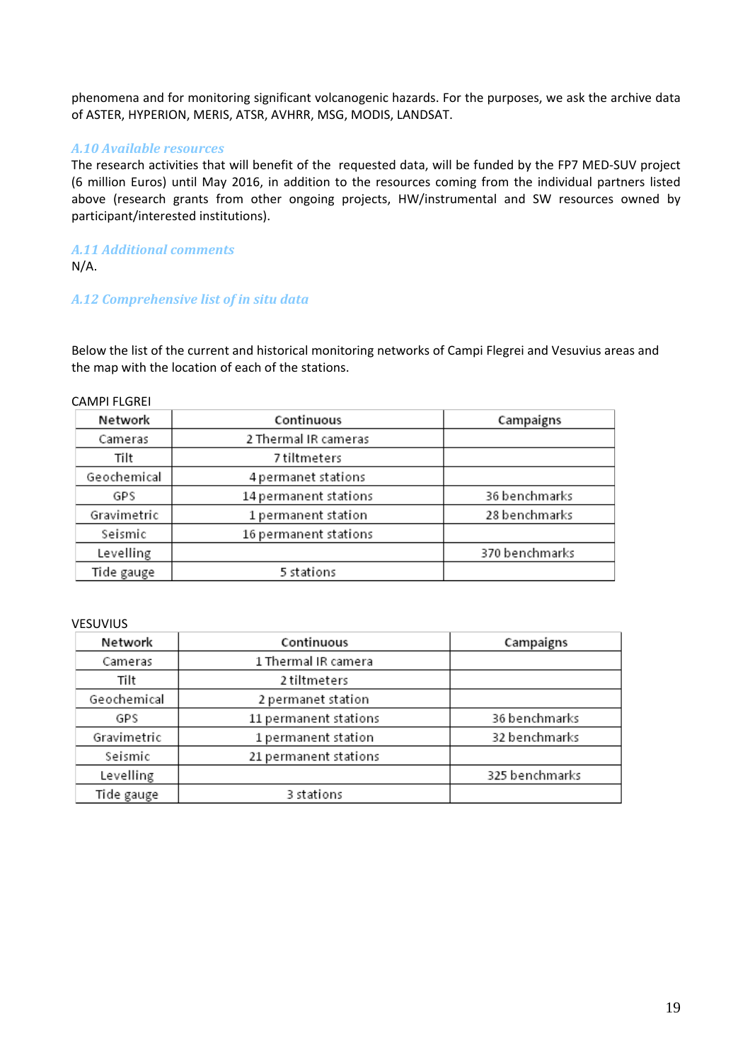phenomena and for monitoring significant volcanogenic hazards. For the purposes, we ask the archive data of ASTER, HYPERION, MERIS, ATSR, AVHRR, MSG, MODIS, LANDSAT.

### *A.10 Available resources*

The research activities that will benefit of the requested data, will be funded by the FP7 MED-SUV project (6 million Euros) until May 2016, in addition to the resources coming from the individual partners listed above (research grants from other ongoing projects, HW/instrumental and SW resources owned by participant/interested institutions).

### *A.11 Additional comments*

N/A.

### *A.12 Comprehensive list of in situ data*

Below the list of the current and historical monitoring networks of Campi Flegrei and Vesuvius areas and the map with the location of each of the stations.

CAMPI FLGREI

| Network | Continuous | Campaigns |
|---|---|---|
| Cameras | 2 Thermal IR cameras | |
| Tilt | 7 tiltmeters | |
| Geochemical | 4 permanet stations | |
| GPS | 14 permanent stations | 36 benchmarks |
| Gravimetric | 1 permanent station | 28 benchmarks |
| Seismic | 16 permanent stations | |
| Levelling | | 370 benchmarks |
| Tide gauge | 5 stations | |

VESUVIUS

| Network | Continuous | Campaigns |
|---|---|---|
| Cameras | 1 Thermal IR camera | |
| Tilt | 2 tiltmeters | |
| Geochemical | 2 permanet station | |
| GPS | 11 permanent stations | 36 benchmarks |
| Gravimetric | 1 permanent station | 32 benchmarks |
| Seismic | 21 permanent stations | |
| Levelling | | 325 benchmarks |
| Tide gauge | 3 stations | |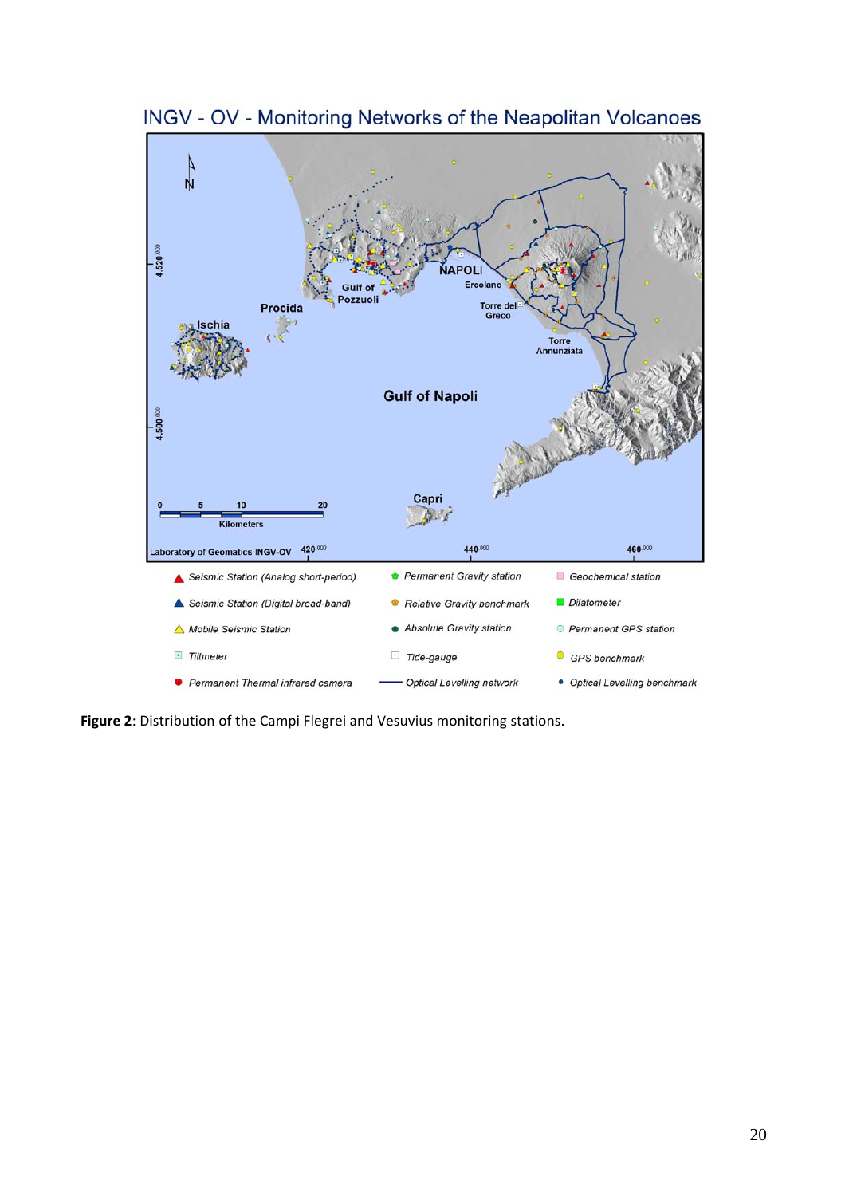INGV - OV - Monitoring Networks of the Neapolitan Volcanoes

N

4.520.000

4.500.000

NAPOLI

Ercolano

Gulf of Pozzuoli

Procida

Ischia

Torre del Greco

Torre Annunziata

Gulf of Napoli

Capri

0 5 10 20

Kilometers

Laboratory of Geomatics INGV-OV

420.000

440.000

460.000

Seismic Station (Analog short-period)

Seismic Station (Digital broad-band)

Mobile Seismic Station

Tiltmeter

Permanent Thermal infrared camera

Permanent Gravity station

Relative Gravity benchmark

Absolute Gravity station

Tide-gauge

Optical Levelling network

Geochemical station

Dilatometer

Permanent GPS station

GPS benchmark

Optical Levelling benchmark

**Figure 2**: Distribution of the Campi Flegrei and Vesuvius monitoring stations.